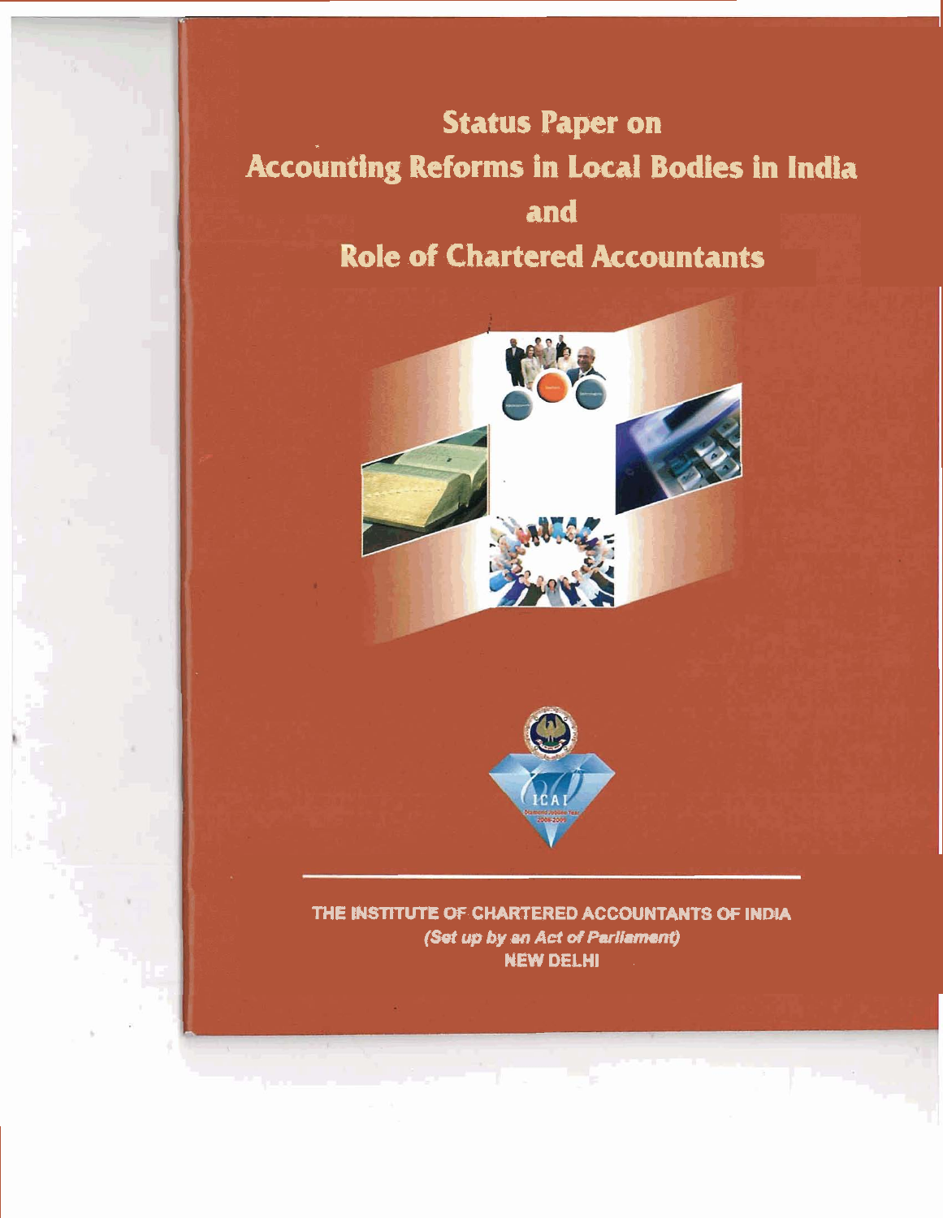# Status Paper on Accounting Reforms in Local Bodies in India and Role of Chartered Accountants

THE INSTITUTE OF CHARTERED ACCOUNTANTS OF INDIA

*(Set up by an Act of Parliament)*

NEW DELHI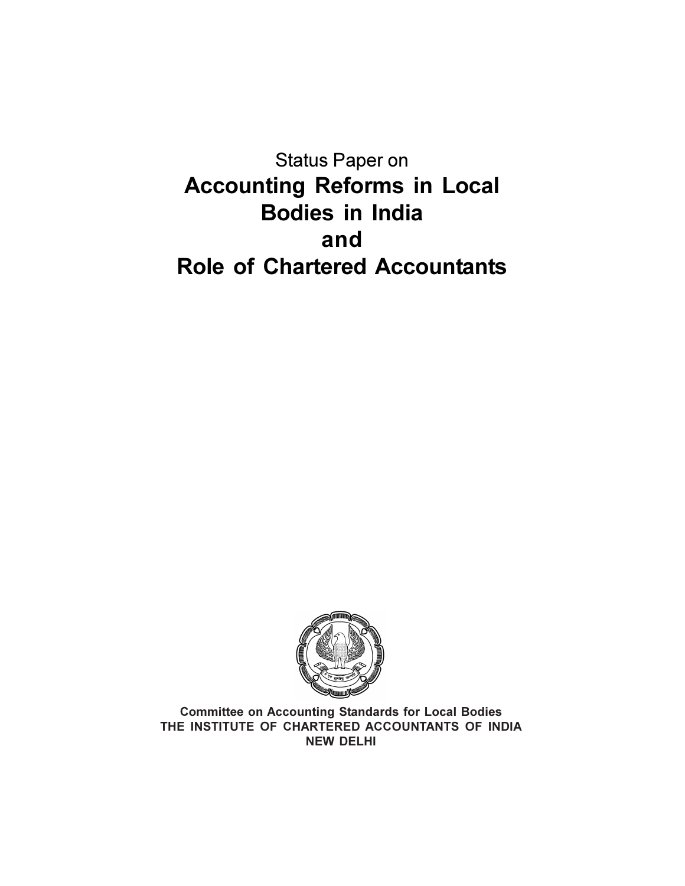Status Paper on

# Accounting Reforms in Local Bodies in India and Role of Chartered Accountants

**Committee on Accounting Standards for Local Bodies**
**THE INSTITUTE OF CHARTERED ACCOUNTANTS OF INDIA**
**NEW DELHI**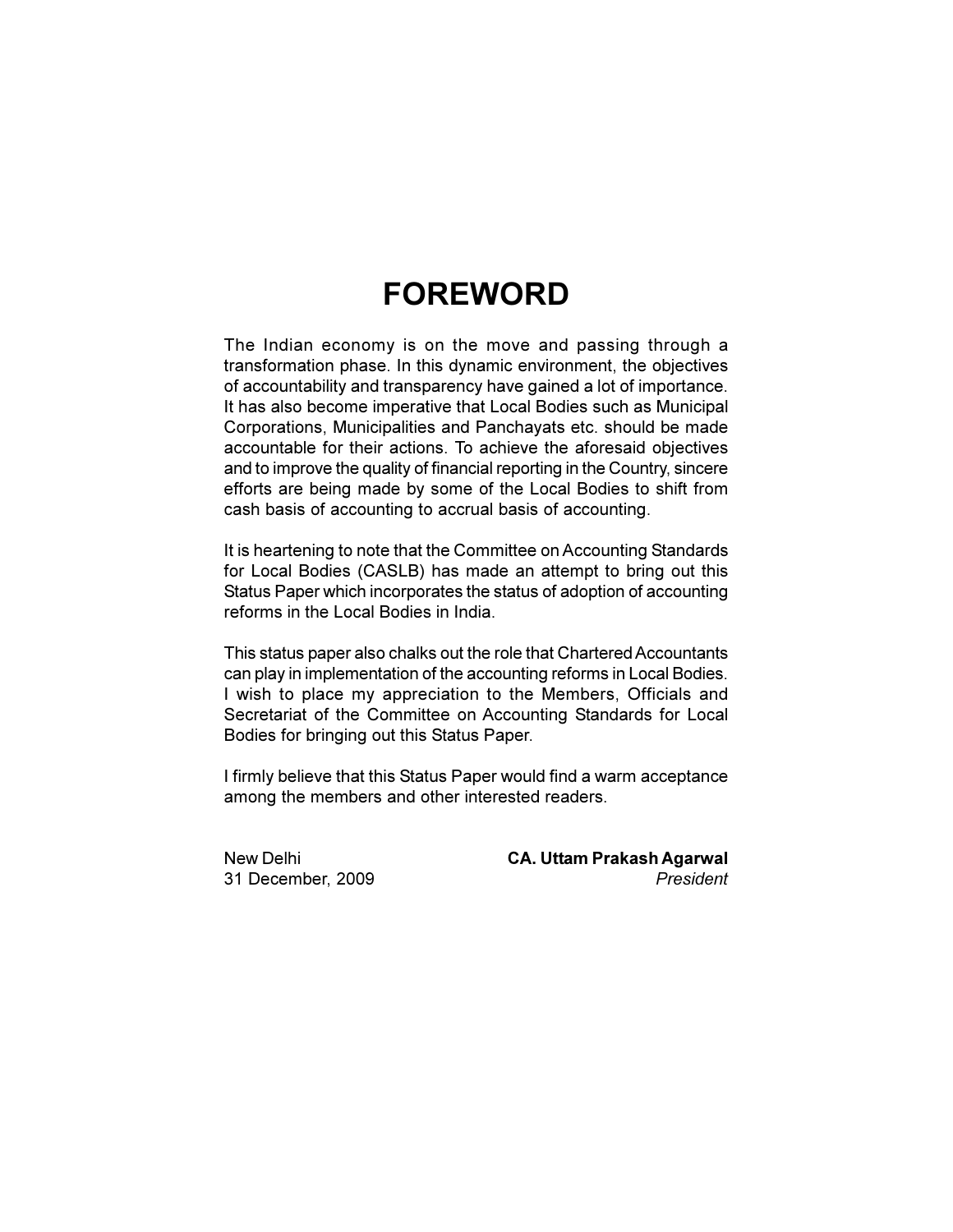# FOREWORD

The Indian economy is on the move and passing through a transformation phase. In this dynamic environment, the objectives of accountability and transparency have gained a lot of importance. It has also become imperative that Local Bodies such as Municipal Corporations, Municipalities and Panchayats etc. should be made accountable for their actions. To achieve the aforesaid objectives and to improve the quality of financial reporting in the Country, sincere efforts are being made by some of the Local Bodies to shift from cash basis of accounting to accrual basis of accounting.

It is heartening to note that the Committee on Accounting Standards for Local Bodies (CASLB) has made an attempt to bring out this Status Paper which incorporates the status of adoption of accounting reforms in the Local Bodies in India.

This status paper also chalks out the role that Chartered Accountants can play in implementation of the accounting reforms in Local Bodies. I wish to place my appreciation to the Members, Officials and Secretariat of the Committee on Accounting Standards for Local Bodies for bringing out this Status Paper.

I firmly believe that this Status Paper would find a warm acceptance among the members and other interested readers.

New Delhi
31 December, 2009

**CA. Uttam Prakash Agarwal**
*President*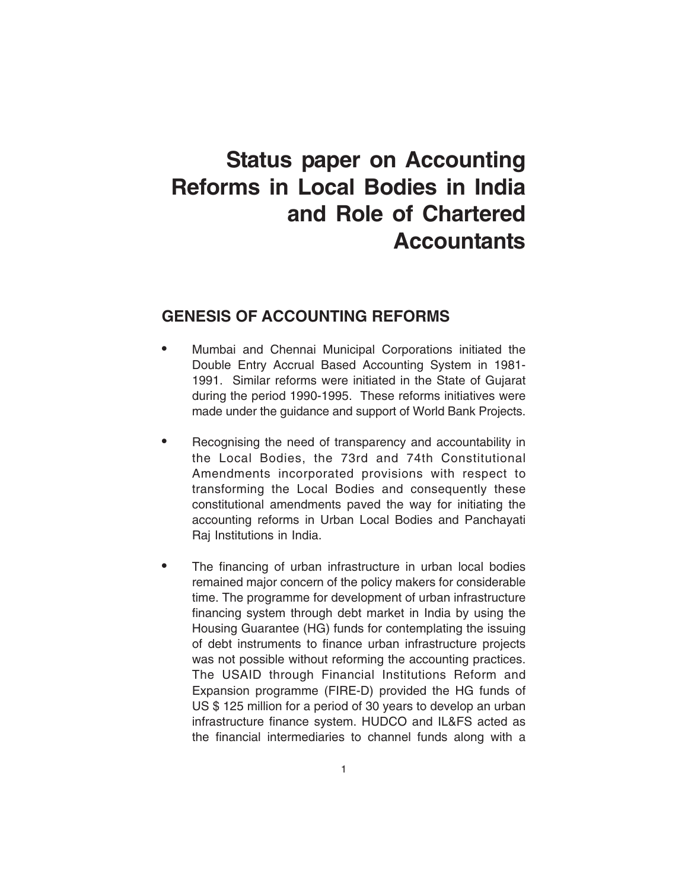# Status paper on Accounting Reforms in Local Bodies in India and Role of Chartered Accountants

## GENESIS OF ACCOUNTING REFORMS

- Mumbai and Chennai Municipal Corporations initiated the Double Entry Accrual Based Accounting System in 1981-1991. Similar reforms were initiated in the State of Gujarat during the period 1990-1995. These reforms initiatives were made under the guidance and support of World Bank Projects.

- Recognising the need of transparency and accountability in the Local Bodies, the 73rd and 74th Constitutional Amendments incorporated provisions with respect to transforming the Local Bodies and consequently these constitutional amendments paved the way for initiating the accounting reforms in Urban Local Bodies and Panchayati Raj Institutions in India.

- The financing of urban infrastructure in urban local bodies remained major concern of the policy makers for considerable time. The programme for development of urban infrastructure financing system through debt market in India by using the Housing Guarantee (HG) funds for contemplating the issuing of debt instruments to finance urban infrastructure projects was not possible without reforming the accounting practices. The USAID through Financial Institutions Reform and Expansion programme (FIRE-D) provided the HG funds of US $ 125 million for a period of 30 years to develop an urban infrastructure finance system. HUDCO and IL&FS acted as the financial intermediaries to channel funds along with a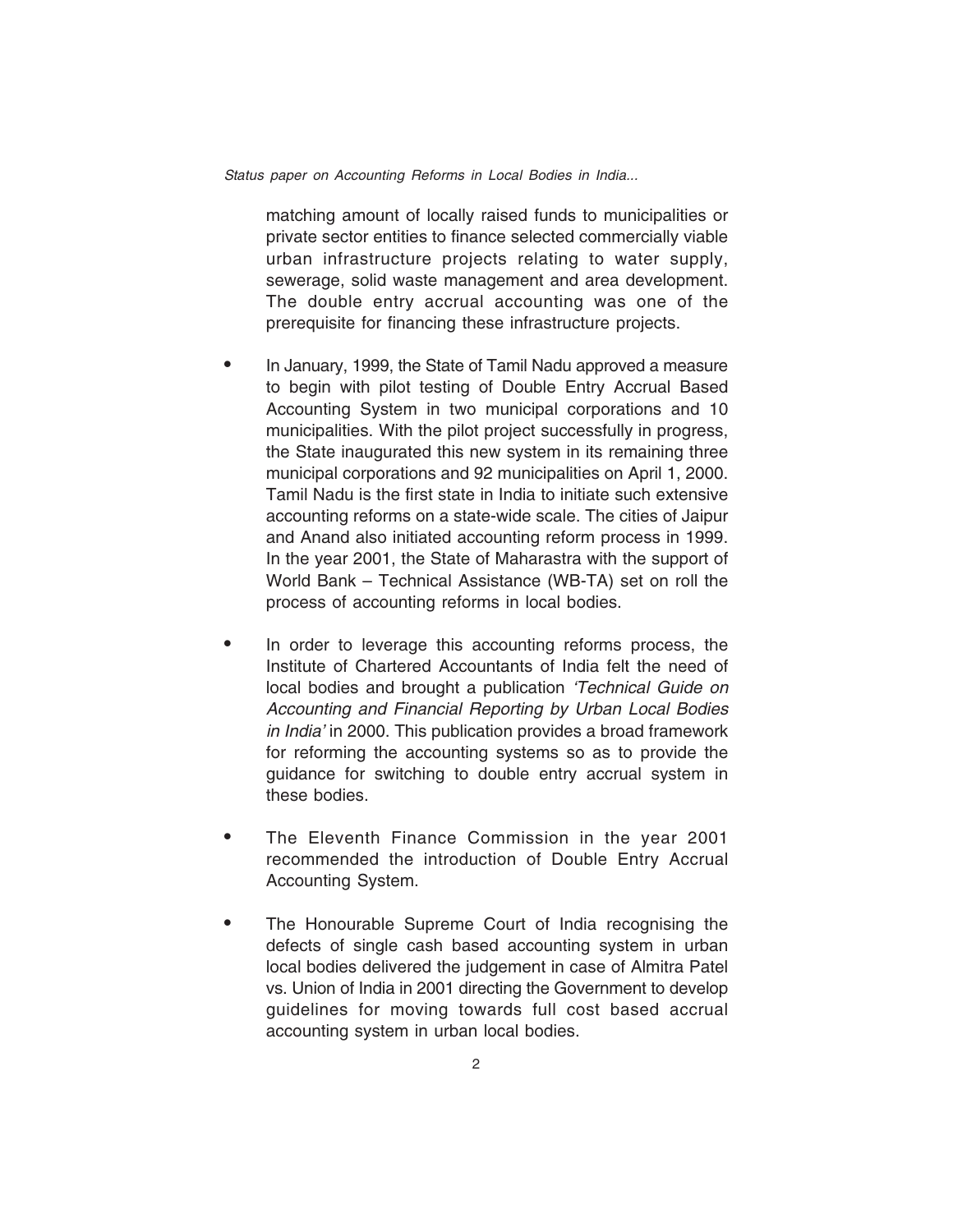matching amount of locally raised funds to municipalities or private sector entities to finance selected commercially viable urban infrastructure projects relating to water supply, sewerage, solid waste management and area development. The double entry accrual accounting was one of the prerequisite for financing these infrastructure projects.

- In January, 1999, the State of Tamil Nadu approved a measure to begin with pilot testing of Double Entry Accrual Based Accounting System in two municipal corporations and 10 municipalities. With the pilot project successfully in progress, the State inaugurated this new system in its remaining three municipal corporations and 92 municipalities on April 1, 2000. Tamil Nadu is the first state in India to initiate such extensive accounting reforms on a state-wide scale. The cities of Jaipur and Anand also initiated accounting reform process in 1999. In the year 2001, the State of Maharastra with the support of World Bank – Technical Assistance (WB-TA) set on roll the process of accounting reforms in local bodies.

- In order to leverage this accounting reforms process, the Institute of Chartered Accountants of India felt the need of local bodies and brought a publication *'Technical Guide on Accounting and Financial Reporting by Urban Local Bodies in India'* in 2000. This publication provides a broad framework for reforming the accounting systems so as to provide the guidance for switching to double entry accrual system in these bodies.

- The Eleventh Finance Commission in the year 2001 recommended the introduction of Double Entry Accrual Accounting System.

- The Honourable Supreme Court of India recognising the defects of single cash based accounting system in urban local bodies delivered the judgement in case of Almitra Patel vs. Union of India in 2001 directing the Government to develop guidelines for moving towards full cost based accrual accounting system in urban local bodies.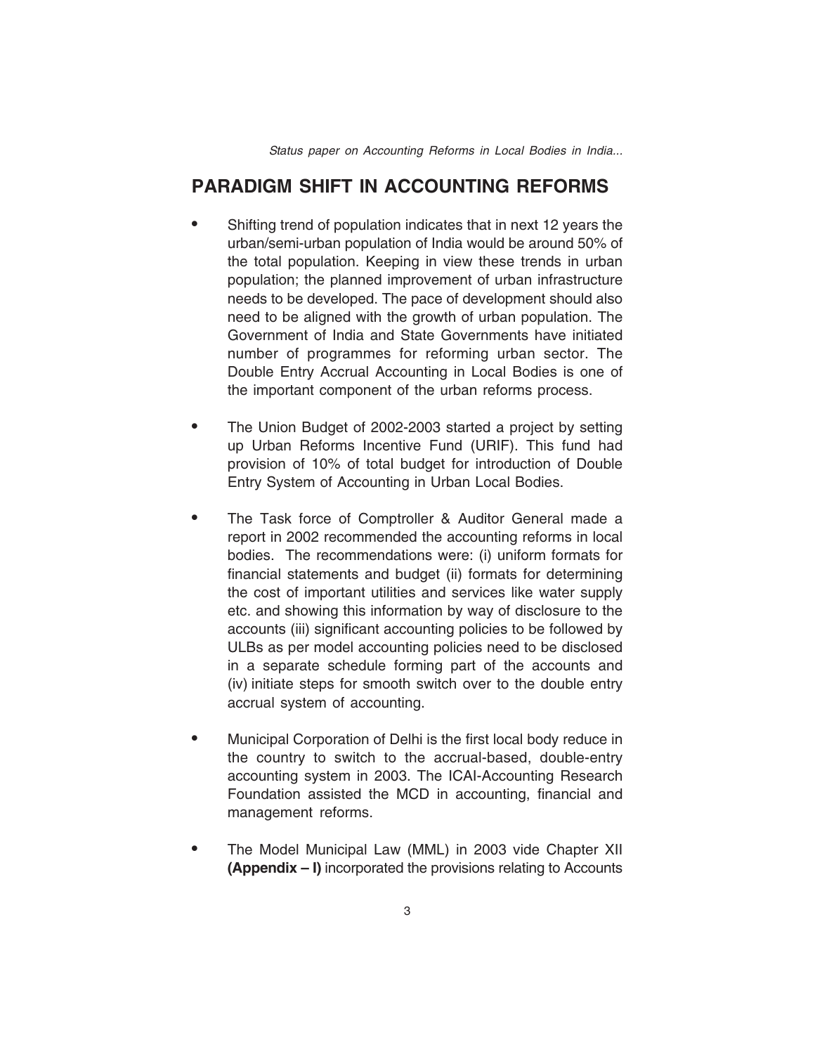## PARADIGM SHIFT IN ACCOUNTING REFORMS

- Shifting trend of population indicates that in next 12 years the urban/semi-urban population of India would be around 50% of the total population. Keeping in view these trends in urban population; the planned improvement of urban infrastructure needs to be developed. The pace of development should also need to be aligned with the growth of urban population. The Government of India and State Governments have initiated number of programmes for reforming urban sector. The Double Entry Accrual Accounting in Local Bodies is one of the important component of the urban reforms process.

- The Union Budget of 2002-2003 started a project by setting up Urban Reforms Incentive Fund (URIF). This fund had provision of 10% of total budget for introduction of Double Entry System of Accounting in Urban Local Bodies.

- The Task force of Comptroller & Auditor General made a report in 2002 recommended the accounting reforms in local bodies. The recommendations were: (i) uniform formats for financial statements and budget (ii) formats for determining the cost of important utilities and services like water supply etc. and showing this information by way of disclosure to the accounts (iii) significant accounting policies to be followed by ULBs as per model accounting policies need to be disclosed in a separate schedule forming part of the accounts and (iv) initiate steps for smooth switch over to the double entry accrual system of accounting.

- Municipal Corporation of Delhi is the first local body reduce in the country to switch to the accrual-based, double-entry accounting system in 2003. The ICAI-Accounting Research Foundation assisted the MCD in accounting, financial and management reforms.

- The Model Municipal Law (MML) in 2003 vide Chapter XII **(Appendix – I)** incorporated the provisions relating to Accounts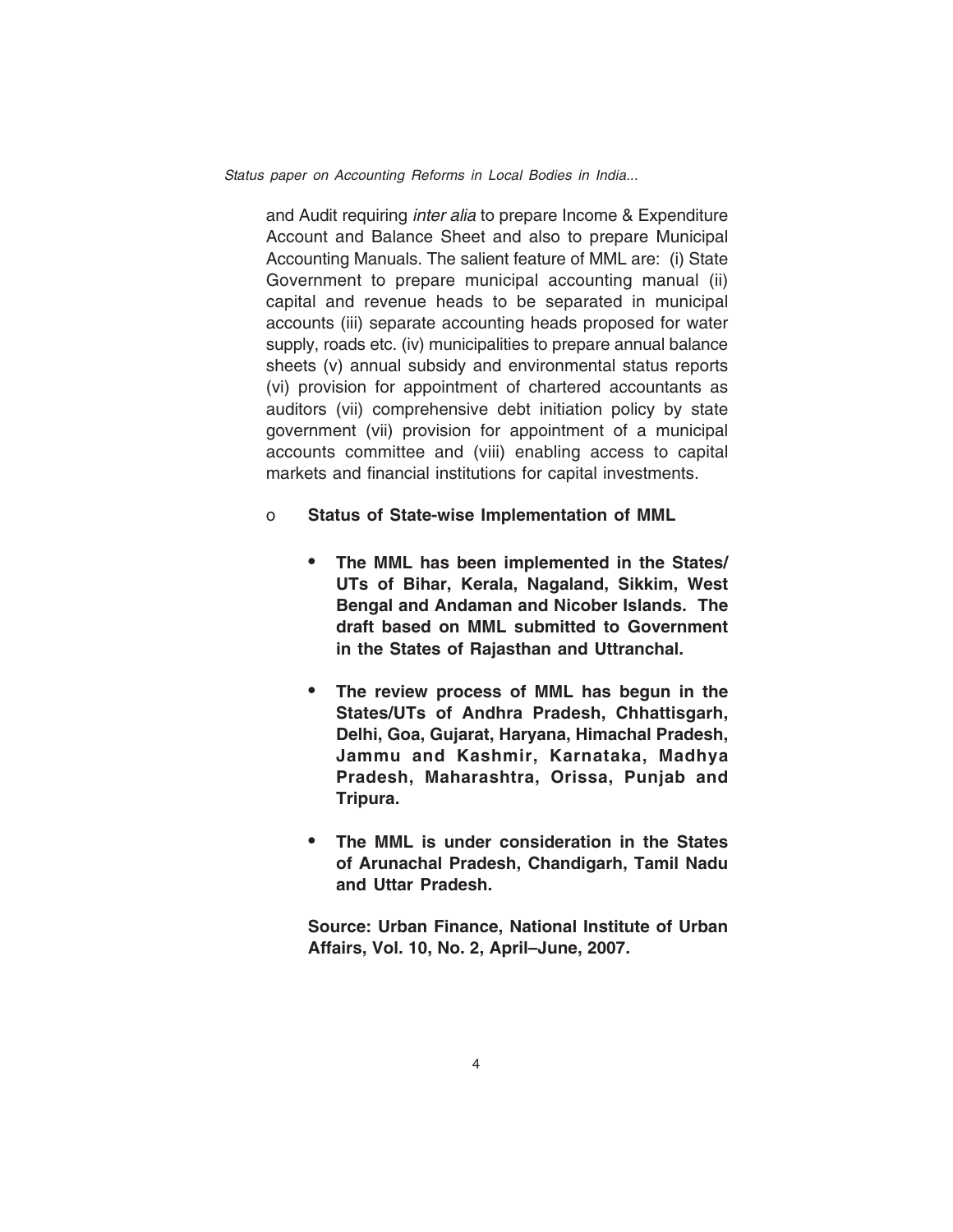and Audit requiring *inter alia* to prepare Income & Expenditure Account and Balance Sheet and also to prepare Municipal Accounting Manuals. The salient feature of MML are: (i) State Government to prepare municipal accounting manual (ii) capital and revenue heads to be separated in municipal accounts (iii) separate accounting heads proposed for water supply, roads etc. (iv) municipalities to prepare annual balance sheets (v) annual subsidy and environmental status reports (vi) provision for appointment of chartered accountants as auditors (vii) comprehensive debt initiation policy by state government (vii) provision for appointment of a municipal accounts committee and (viii) enabling access to capital markets and financial institutions for capital investments.

- **Status of State-wise Implementation of MML**

  - **The MML has been implemented in the States/ UTs of Bihar, Kerala, Nagaland, Sikkim, West Bengal and Andaman and Nicober Islands. The draft based on MML submitted to Government in the States of Rajasthan and Uttranchal.**

  - **The review process of MML has begun in the States/UTs of Andhra Pradesh, Chhattisgarh, Delhi, Goa, Gujarat, Haryana, Himachal Pradesh, Jammu and Kashmir, Karnataka, Madhya Pradesh, Maharashtra, Orissa, Punjab and Tripura.**

  - **The MML is under consideration in the States of Arunachal Pradesh, Chandigarh, Tamil Nadu and Uttar Pradesh.**

  **Source: Urban Finance, National Institute of Urban Affairs, Vol. 10, No. 2, April–June, 2007.**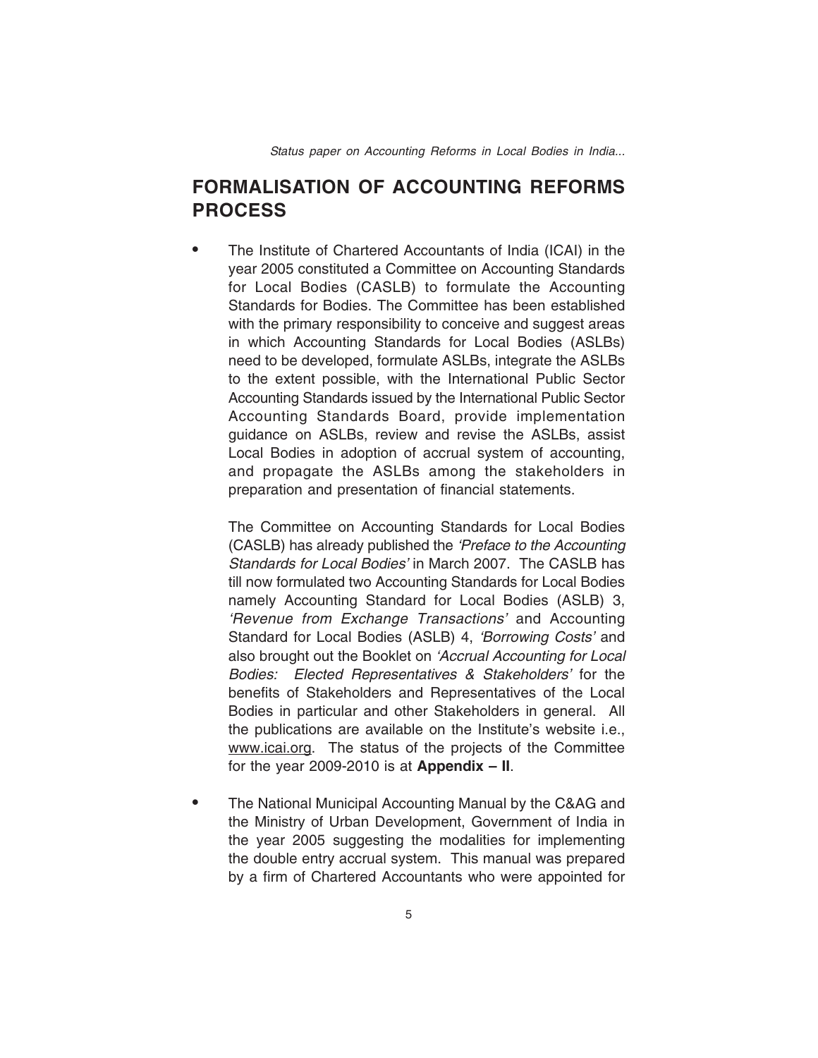## FORMALISATION OF ACCOUNTING REFORMS PROCESS

- The Institute of Chartered Accountants of India (ICAI) in the year 2005 constituted a Committee on Accounting Standards for Local Bodies (CASLB) to formulate the Accounting Standards for Bodies. The Committee has been established with the primary responsibility to conceive and suggest areas in which Accounting Standards for Local Bodies (ASLBs) need to be developed, formulate ASLBs, integrate the ASLBs to the extent possible, with the International Public Sector Accounting Standards issued by the International Public Sector Accounting Standards Board, provide implementation guidance on ASLBs, review and revise the ASLBs, assist Local Bodies in adoption of accrual system of accounting, and propagate the ASLBs among the stakeholders in preparation and presentation of financial statements.

  The Committee on Accounting Standards for Local Bodies (CASLB) has already published the *'Preface to the Accounting Standards for Local Bodies'* in March 2007. The CASLB has till now formulated two Accounting Standards for Local Bodies namely Accounting Standard for Local Bodies (ASLB) 3, *'Revenue from Exchange Transactions'* and Accounting Standard for Local Bodies (ASLB) 4, *'Borrowing Costs'* and also brought out the Booklet on *'Accrual Accounting for Local Bodies: Elected Representatives & Stakeholders'* for the benefits of Stakeholders and Representatives of the Local Bodies in particular and other Stakeholders in general. All the publications are available on the Institute's website i.e., www.icai.org. The status of the projects of the Committee for the year 2009-2010 is at **Appendix – II**.

- The National Municipal Accounting Manual by the C&AG and the Ministry of Urban Development, Government of India in the year 2005 suggesting the modalities for implementing the double entry accrual system. This manual was prepared by a firm of Chartered Accountants who were appointed for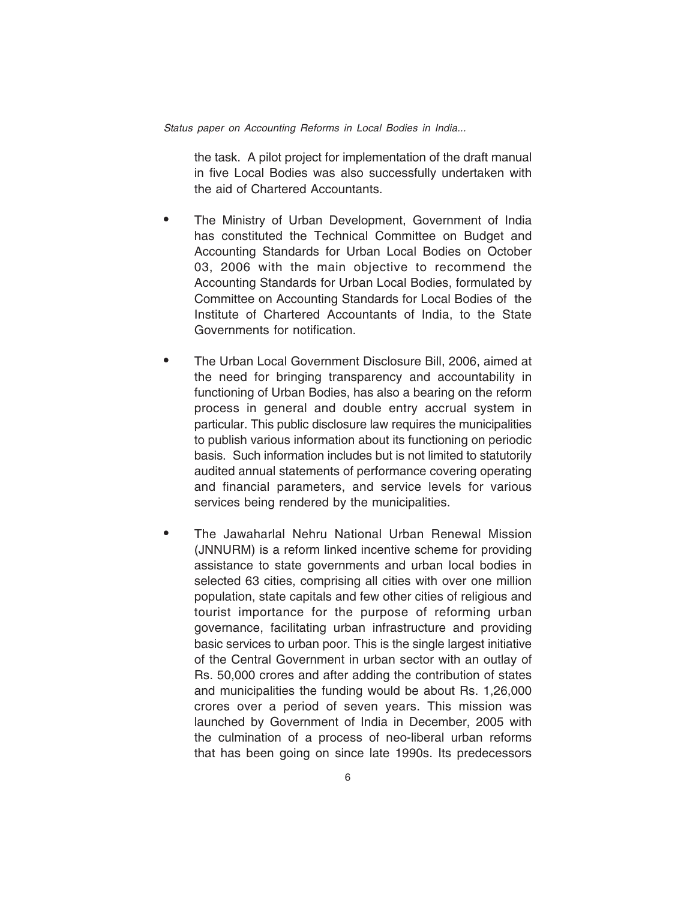the task. A pilot project for implementation of the draft manual in five Local Bodies was also successfully undertaken with the aid of Chartered Accountants.

- The Ministry of Urban Development, Government of India has constituted the Technical Committee on Budget and Accounting Standards for Urban Local Bodies on October 03, 2006 with the main objective to recommend the Accounting Standards for Urban Local Bodies, formulated by Committee on Accounting Standards for Local Bodies of the Institute of Chartered Accountants of India, to the State Governments for notification.

- The Urban Local Government Disclosure Bill, 2006, aimed at the need for bringing transparency and accountability in functioning of Urban Bodies, has also a bearing on the reform process in general and double entry accrual system in particular. This public disclosure law requires the municipalities to publish various information about its functioning on periodic basis. Such information includes but is not limited to statutorily audited annual statements of performance covering operating and financial parameters, and service levels for various services being rendered by the municipalities.

- The Jawaharlal Nehru National Urban Renewal Mission (JNNURM) is a reform linked incentive scheme for providing assistance to state governments and urban local bodies in selected 63 cities, comprising all cities with over one million population, state capitals and few other cities of religious and tourist importance for the purpose of reforming urban governance, facilitating urban infrastructure and providing basic services to urban poor. This is the single largest initiative of the Central Government in urban sector with an outlay of Rs. 50,000 crores and after adding the contribution of states and municipalities the funding would be about Rs. 1,26,000 crores over a period of seven years. This mission was launched by Government of India in December, 2005 with the culmination of a process of neo-liberal urban reforms that has been going on since late 1990s. Its predecessors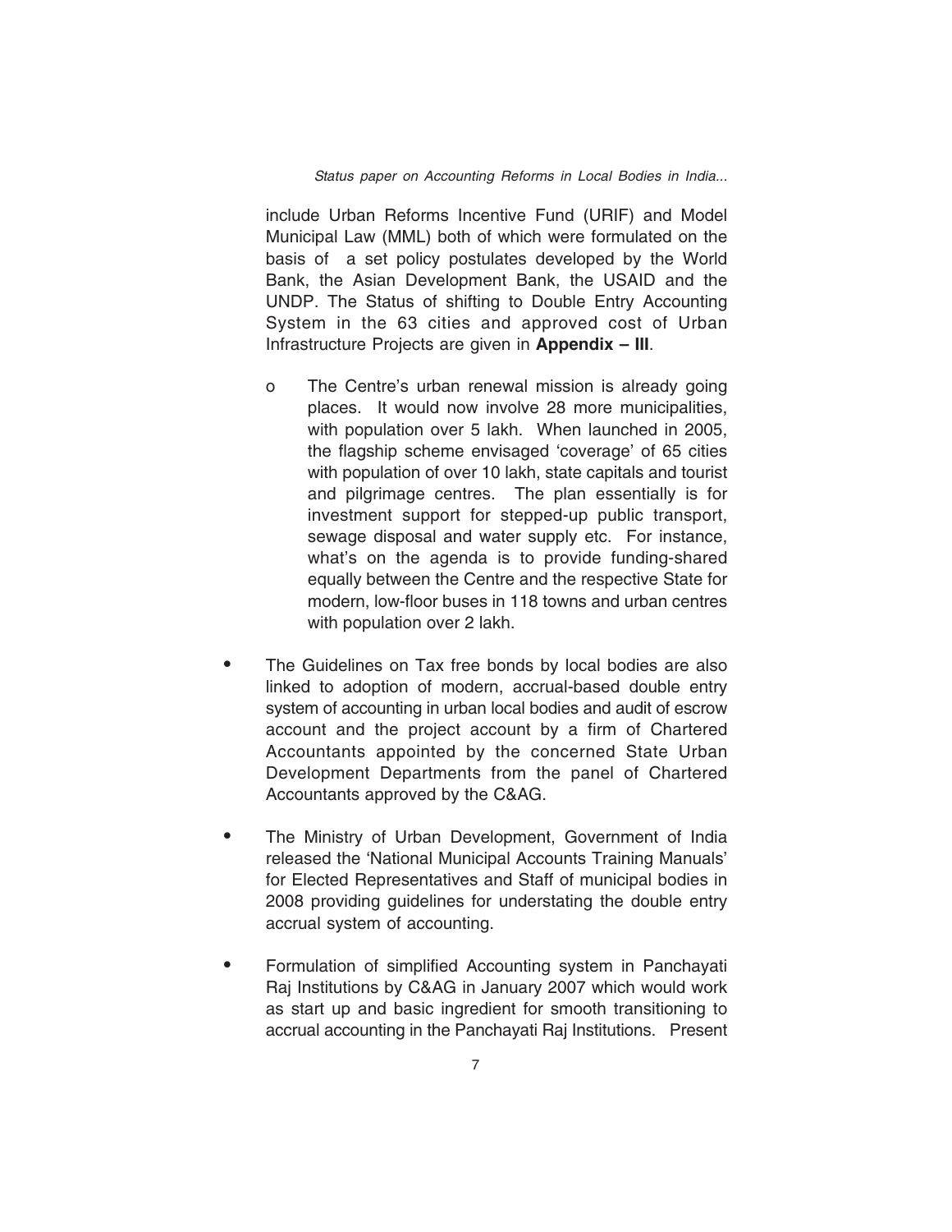include Urban Reforms Incentive Fund (URIF) and Model Municipal Law (MML) both of which were formulated on the basis of a set policy postulates developed by the World Bank, the Asian Development Bank, the USAID and the UNDP. The Status of shifting to Double Entry Accounting System in the 63 cities and approved cost of Urban Infrastructure Projects are given in **Appendix – III**.

- o The Centre's urban renewal mission is already going places. It would now involve 28 more municipalities, with population over 5 lakh. When launched in 2005, the flagship scheme envisaged 'coverage' of 65 cities with population of over 10 lakh, state capitals and tourist and pilgrimage centres. The plan essentially is for investment support for stepped-up public transport, sewage disposal and water supply etc. For instance, what's on the agenda is to provide funding-shared equally between the Centre and the respective State for modern, low-floor buses in 118 towns and urban centres with population over 2 lakh.

- The Guidelines on Tax free bonds by local bodies are also linked to adoption of modern, accrual-based double entry system of accounting in urban local bodies and audit of escrow account and the project account by a firm of Chartered Accountants appointed by the concerned State Urban Development Departments from the panel of Chartered Accountants approved by the C&AG.

- The Ministry of Urban Development, Government of India released the 'National Municipal Accounts Training Manuals' for Elected Representatives and Staff of municipal bodies in 2008 providing guidelines for understating the double entry accrual system of accounting.

- Formulation of simplified Accounting system in Panchayati Raj Institutions by C&AG in January 2007 which would work as start up and basic ingredient for smooth transitioning to accrual accounting in the Panchayati Raj Institutions. Present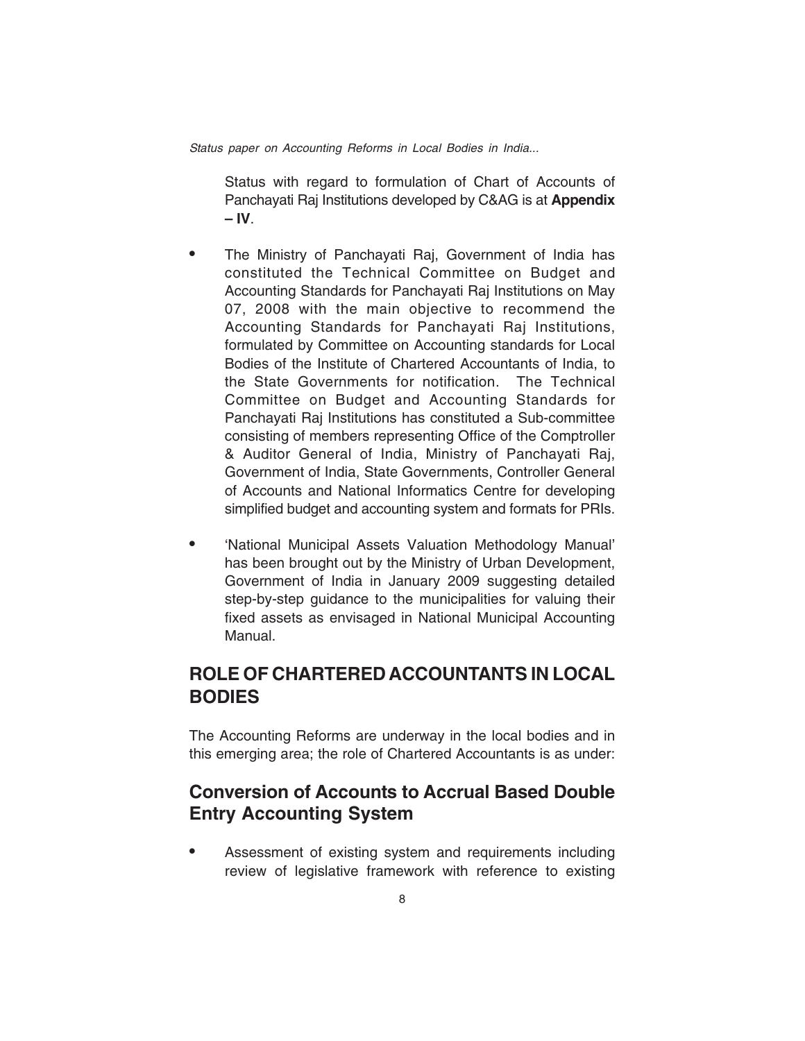Status with regard to formulation of Chart of Accounts of Panchayati Raj Institutions developed by C&AG is at **Appendix – IV**.

- The Ministry of Panchayati Raj, Government of India has constituted the Technical Committee on Budget and Accounting Standards for Panchayati Raj Institutions on May 07, 2008 with the main objective to recommend the Accounting Standards for Panchayati Raj Institutions, formulated by Committee on Accounting standards for Local Bodies of the Institute of Chartered Accountants of India, to the State Governments for notification. The Technical Committee on Budget and Accounting Standards for Panchayati Raj Institutions has constituted a Sub-committee consisting of members representing Office of the Comptroller & Auditor General of India, Ministry of Panchayati Raj, Government of India, State Governments, Controller General of Accounts and National Informatics Centre for developing simplified budget and accounting system and formats for PRIs.
- 'National Municipal Assets Valuation Methodology Manual' has been brought out by the Ministry of Urban Development, Government of India in January 2009 suggesting detailed step-by-step guidance to the municipalities for valuing their fixed assets as envisaged in National Municipal Accounting Manual.

## ROLE OF CHARTERED ACCOUNTANTS IN LOCAL BODIES

The Accounting Reforms are underway in the local bodies and in this emerging area; the role of Chartered Accountants is as under:

### Conversion of Accounts to Accrual Based Double Entry Accounting System

- Assessment of existing system and requirements including review of legislative framework with reference to existing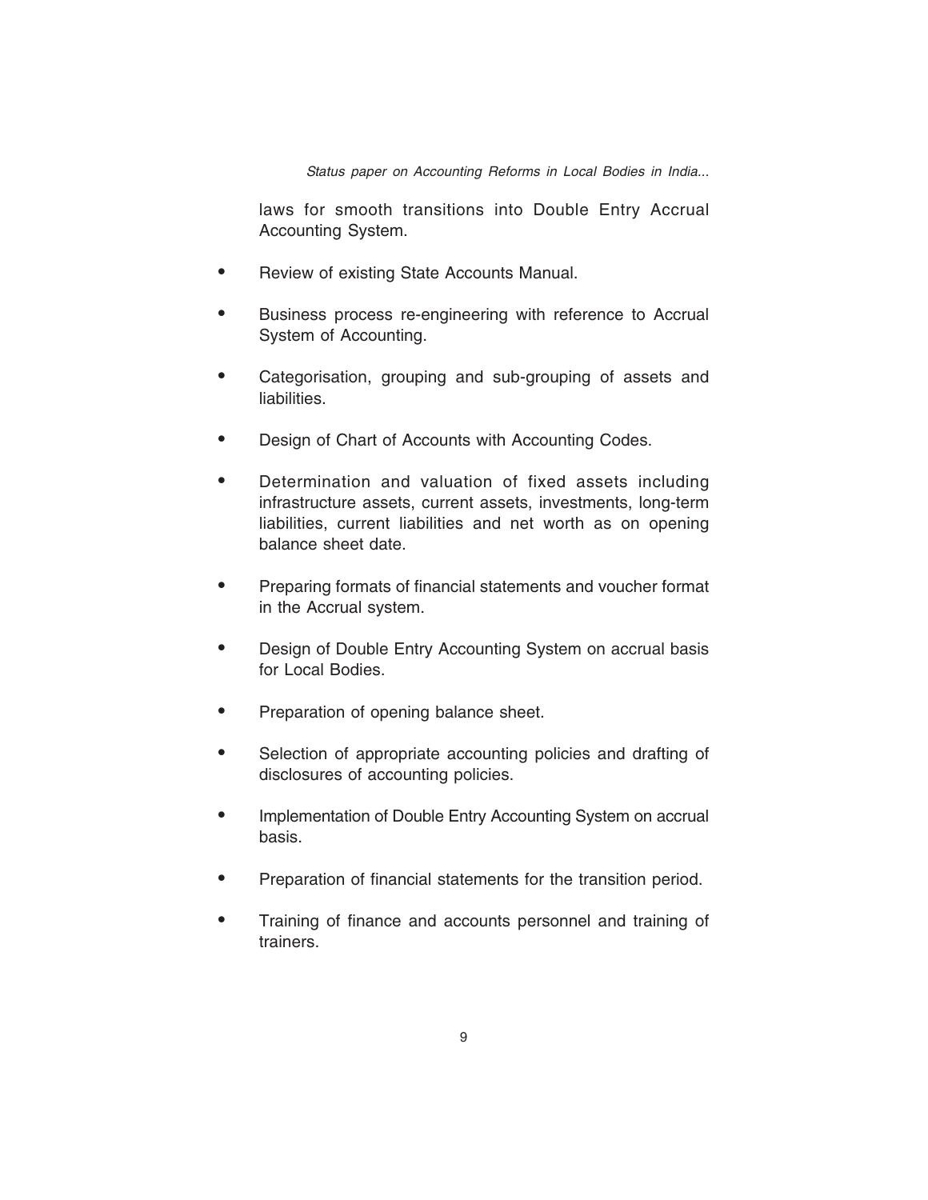laws for smooth transitions into Double Entry Accrual Accounting System.

- Review of existing State Accounts Manual.
- Business process re-engineering with reference to Accrual System of Accounting.
- Categorisation, grouping and sub-grouping of assets and liabilities.
- Design of Chart of Accounts with Accounting Codes.
- Determination and valuation of fixed assets including infrastructure assets, current assets, investments, long-term liabilities, current liabilities and net worth as on opening balance sheet date.
- Preparing formats of financial statements and voucher format in the Accrual system.
- Design of Double Entry Accounting System on accrual basis for Local Bodies.
- Preparation of opening balance sheet.
- Selection of appropriate accounting policies and drafting of disclosures of accounting policies.
- Implementation of Double Entry Accounting System on accrual basis.
- Preparation of financial statements for the transition period.
- Training of finance and accounts personnel and training of trainers.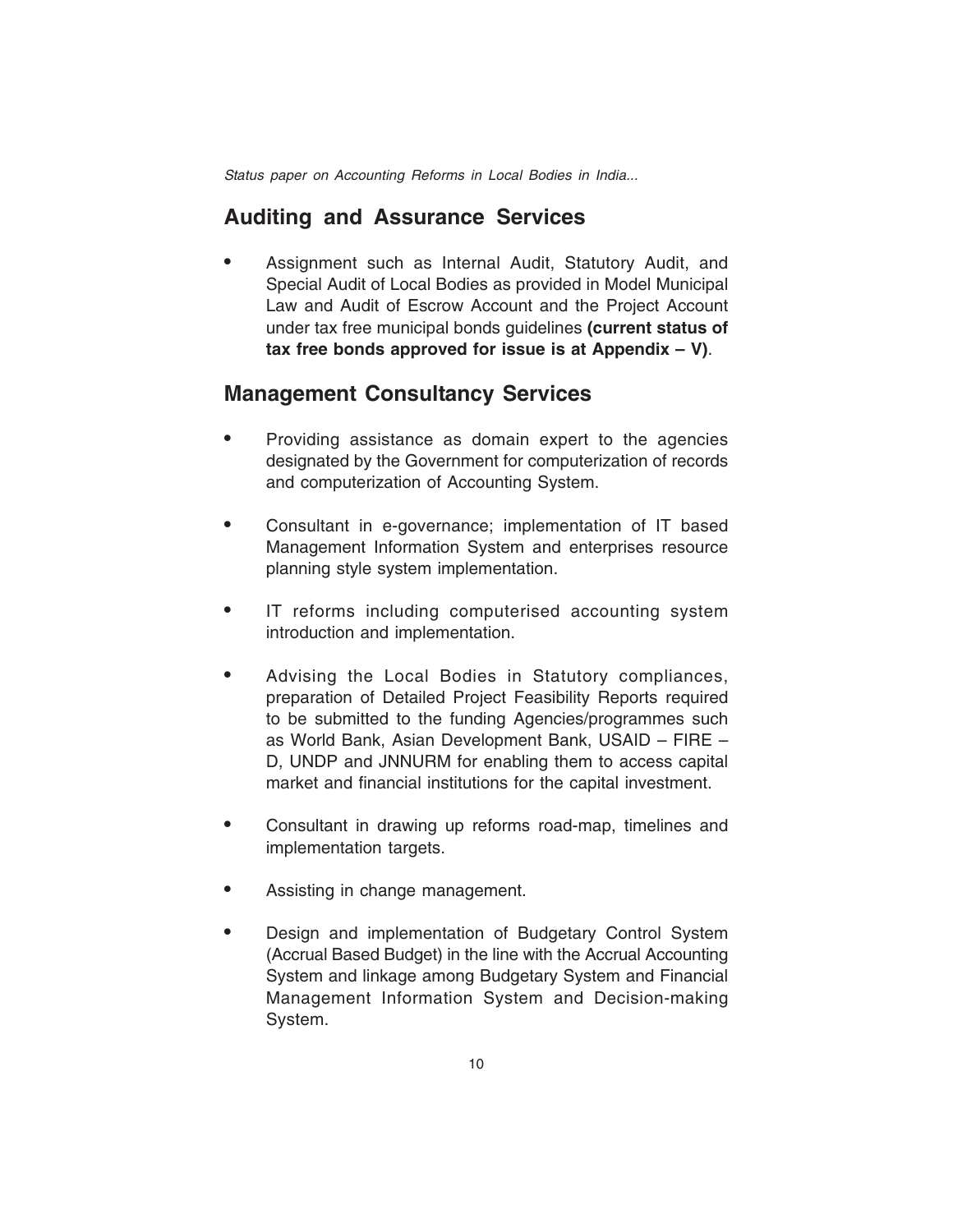## Auditing and Assurance Services

- Assignment such as Internal Audit, Statutory Audit, and Special Audit of Local Bodies as provided in Model Municipal Law and Audit of Escrow Account and the Project Account under tax free municipal bonds guidelines **(current status of tax free bonds approved for issue is at Appendix – V)**.

## Management Consultancy Services

- Providing assistance as domain expert to the agencies designated by the Government for computerization of records and computerization of Accounting System.
- Consultant in e-governance; implementation of IT based Management Information System and enterprises resource planning style system implementation.
- IT reforms including computerised accounting system introduction and implementation.
- Advising the Local Bodies in Statutory compliances, preparation of Detailed Project Feasibility Reports required to be submitted to the funding Agencies/programmes such as World Bank, Asian Development Bank, USAID – FIRE – D, UNDP and JNNURM for enabling them to access capital market and financial institutions for the capital investment.
- Consultant in drawing up reforms road-map, timelines and implementation targets.
- Assisting in change management.
- Design and implementation of Budgetary Control System (Accrual Based Budget) in the line with the Accrual Accounting System and linkage among Budgetary System and Financial Management Information System and Decision-making System.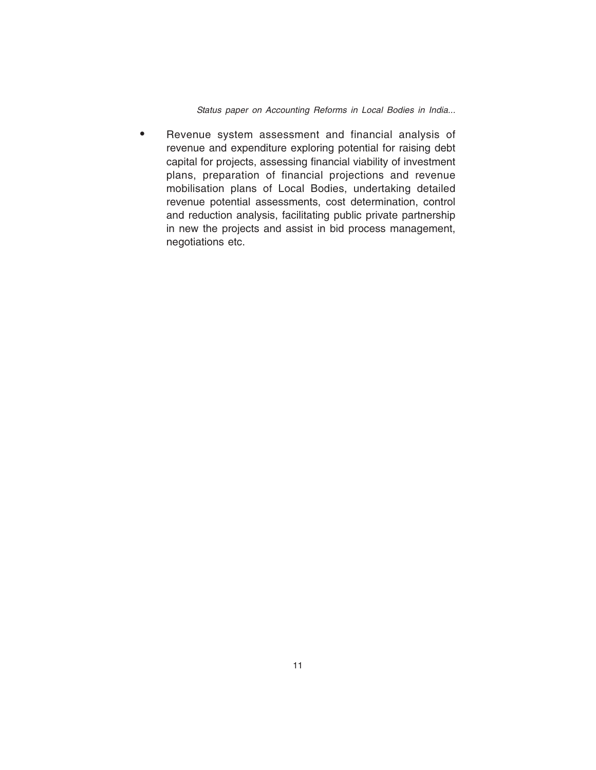- Revenue system assessment and financial analysis of revenue and expenditure exploring potential for raising debt capital for projects, assessing financial viability of investment plans, preparation of financial projections and revenue mobilisation plans of Local Bodies, undertaking detailed revenue potential assessments, cost determination, control and reduction analysis, facilitating public private partnership in new the projects and assist in bid process management, negotiations etc.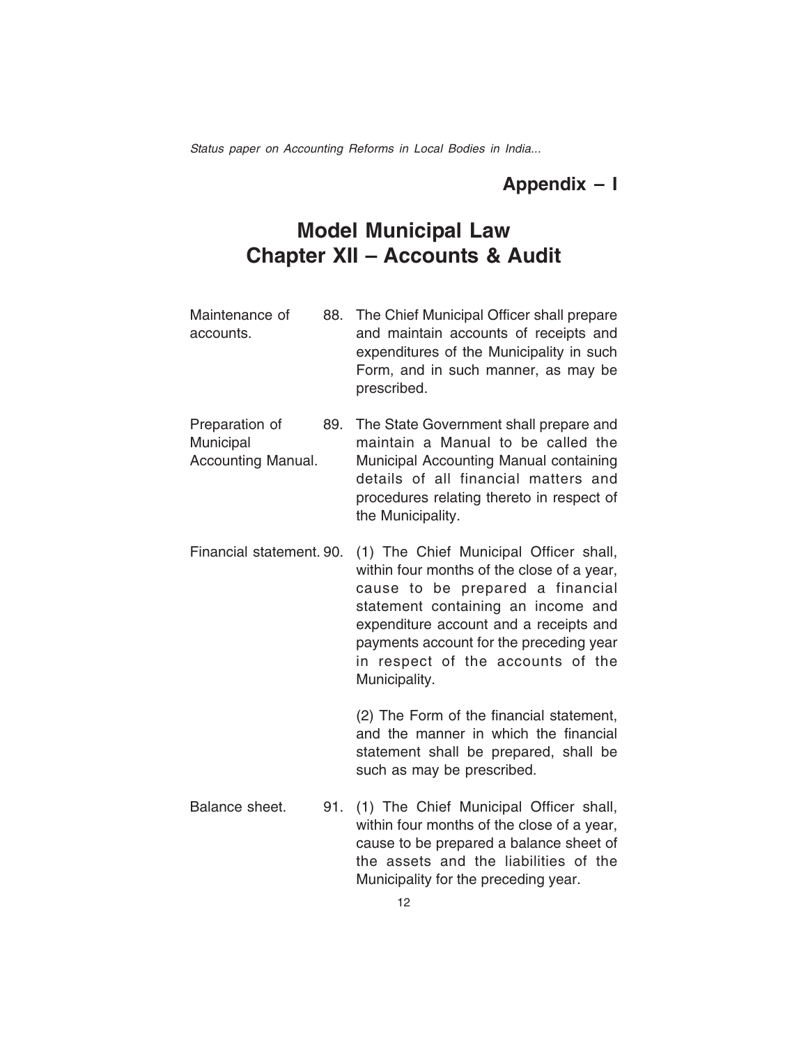## Appendix – I

# Model Municipal Law
# Chapter XII – Accounts & Audit

Maintenance of accounts.

88. The Chief Municipal Officer shall prepare and maintain accounts of receipts and expenditures of the Municipality in such Form, and in such manner, as may be prescribed.

Preparation of Municipal Accounting Manual.

89. The State Government shall prepare and maintain a Manual to be called the Municipal Accounting Manual containing details of all financial matters and procedures relating thereto in respect of the Municipality.

Financial statement.

90. (1) The Chief Municipal Officer shall, within four months of the close of a year, cause to be prepared a financial statement containing an income and expenditure account and a receipts and payments account for the preceding year in respect of the accounts of the Municipality.

(2) The Form of the financial statement, and the manner in which the financial statement shall be prepared, shall be such as may be prescribed.

Balance sheet.

91. (1) The Chief Municipal Officer shall, within four months of the close of a year, cause to be prepared a balance sheet of the assets and the liabilities of the Municipality for the preceding year.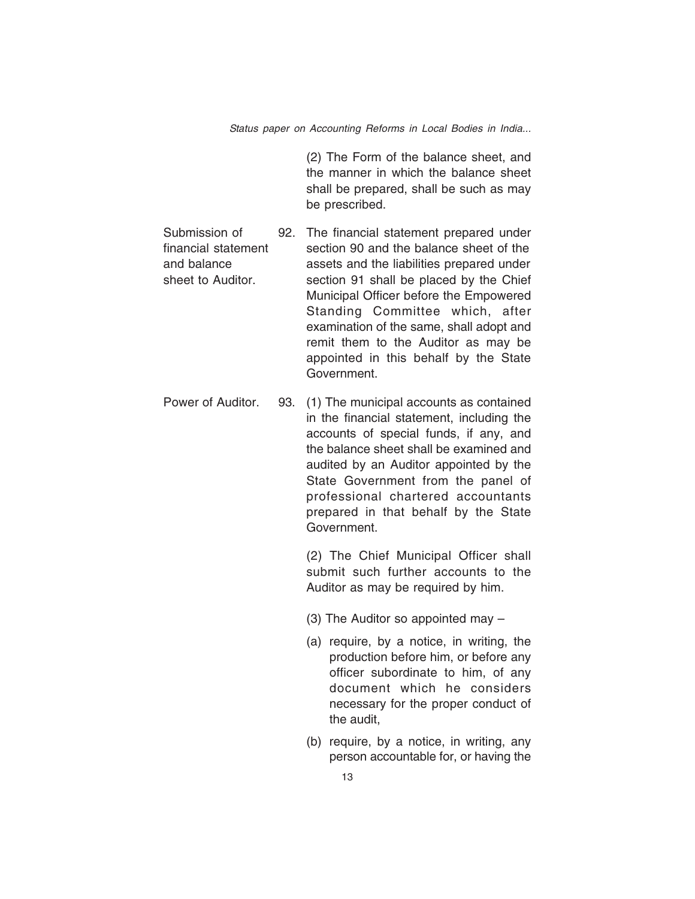(2) The Form of the balance sheet, and the manner in which the balance sheet shall be prepared, shall be such as may be prescribed.

Submission of financial statement and balance sheet to Auditor.

92. The financial statement prepared under section 90 and the balance sheet of the assets and the liabilities prepared under section 91 shall be placed by the Chief Municipal Officer before the Empowered Standing Committee which, after examination of the same, shall adopt and remit them to the Auditor as may be appointed in this behalf by the State Government.

Power of Auditor.

93. (1) The municipal accounts as contained in the financial statement, including the accounts of special funds, if any, and the balance sheet shall be examined and audited by an Auditor appointed by the State Government from the panel of professional chartered accountants prepared in that behalf by the State Government.

(2) The Chief Municipal Officer shall submit such further accounts to the Auditor as may be required by him.

(3) The Auditor so appointed may –

(a) require, by a notice, in writing, the production before him, or before any officer subordinate to him, of any document which he considers necessary for the proper conduct of the audit,

(b) require, by a notice, in writing, any person accountable for, or having the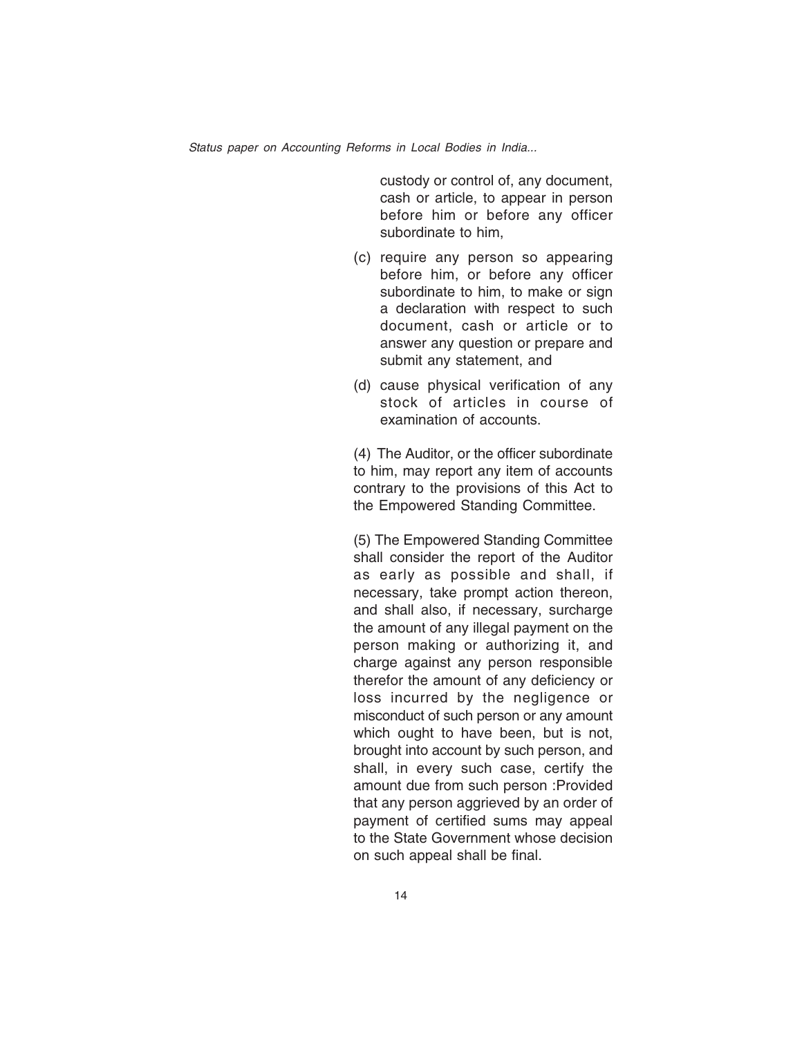custody or control of, any document, cash or article, to appear in person before him or before any officer subordinate to him,

(c) require any person so appearing before him, or before any officer subordinate to him, to make or sign a declaration with respect to such document, cash or article or to answer any question or prepare and submit any statement, and

(d) cause physical verification of any stock of articles in course of examination of accounts.

(4) The Auditor, or the officer subordinate to him, may report any item of accounts contrary to the provisions of this Act to the Empowered Standing Committee.

(5) The Empowered Standing Committee shall consider the report of the Auditor as early as possible and shall, if necessary, take prompt action thereon, and shall also, if necessary, surcharge the amount of any illegal payment on the person making or authorizing it, and charge against any person responsible therefor the amount of any deficiency or loss incurred by the negligence or misconduct of such person or any amount which ought to have been, but is not, brought into account by such person, and shall, in every such case, certify the amount due from such person :Provided that any person aggrieved by an order of payment of certified sums may appeal to the State Government whose decision on such appeal shall be final.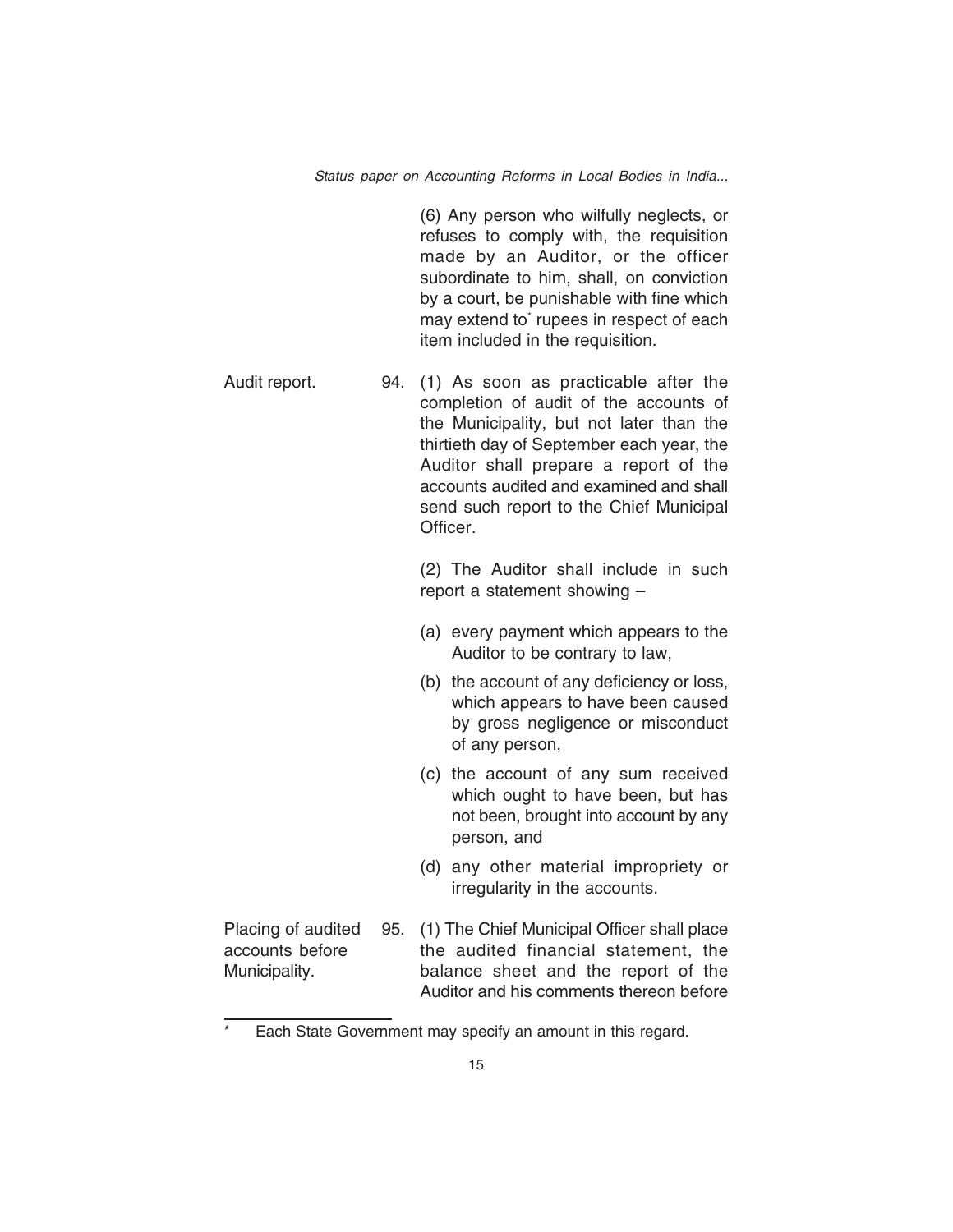(6) Any person who wilfully neglects, or refuses to comply with, the requisition made by an Auditor, or the officer subordinate to him, shall, on conviction by a court, be punishable with fine which may extend to* rupees in respect of each item included in the requisition.

Audit report.

94. (1) As soon as practicable after the completion of audit of the accounts of the Municipality, but not later than the thirtieth day of September each year, the Auditor shall prepare a report of the accounts audited and examined and shall send such report to the Chief Municipal Officer.

(2) The Auditor shall include in such report a statement showing –

(a) every payment which appears to the Auditor to be contrary to law,

(b) the account of any deficiency or loss, which appears to have been caused by gross negligence or misconduct of any person,

(c) the account of any sum received which ought to have been, but has not been, brought into account by any person, and

(d) any other material impropriety or irregularity in the accounts.

Placing of audited accounts before Municipality.

95. (1) The Chief Municipal Officer shall place the audited financial statement, the balance sheet and the report of the Auditor and his comments thereon before

---

\* Each State Government may specify an amount in this regard.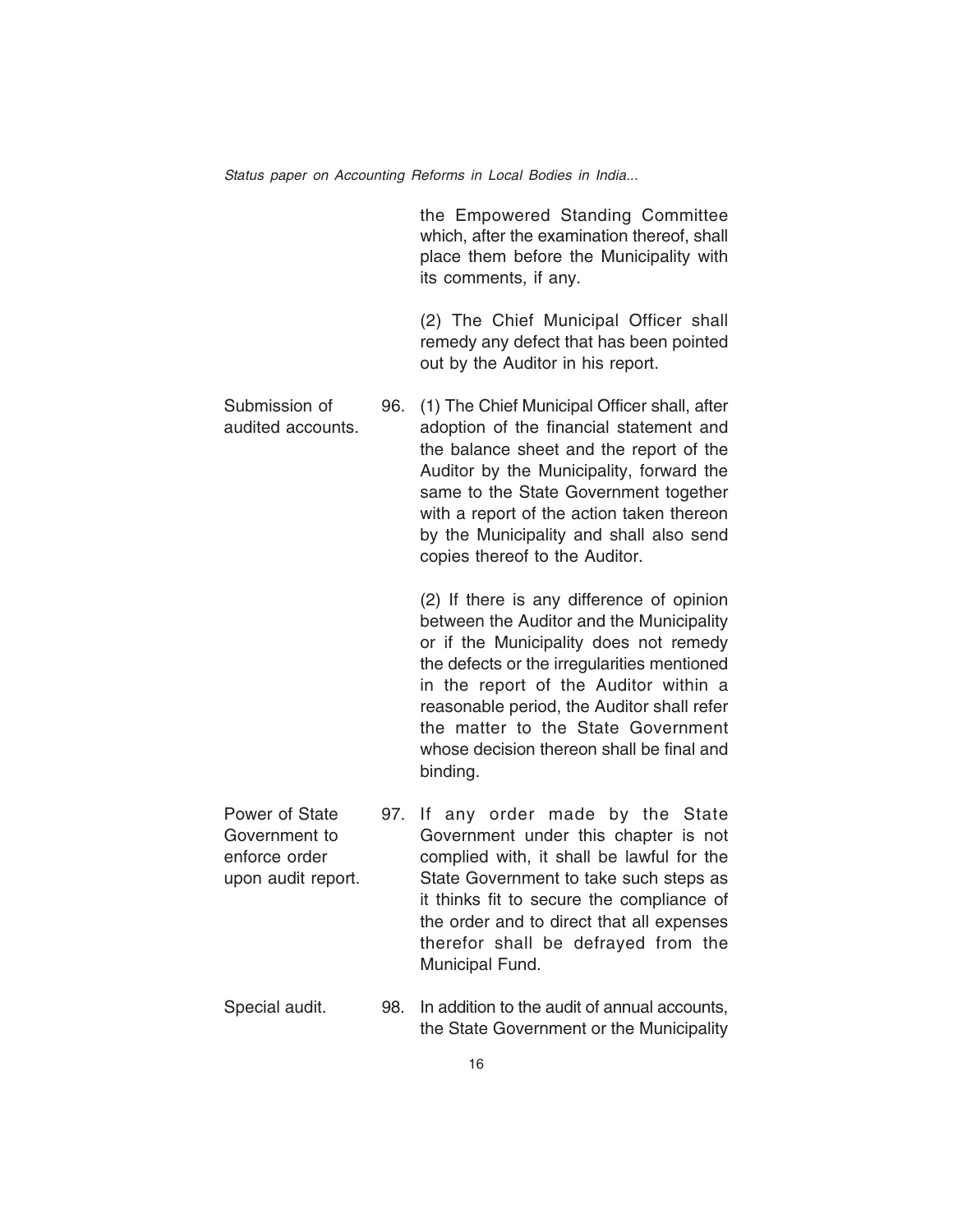the Empowered Standing Committee which, after the examination thereof, shall place them before the Municipality with its comments, if any.

(2) The Chief Municipal Officer shall remedy any defect that has been pointed out by the Auditor in his report.

**Submission of audited accounts.**

96. (1) The Chief Municipal Officer shall, after adoption of the financial statement and the balance sheet and the report of the Auditor by the Municipality, forward the same to the State Government together with a report of the action taken thereon by the Municipality and shall also send copies thereof to the Auditor.

(2) If there is any difference of opinion between the Auditor and the Municipality or if the Municipality does not remedy the defects or the irregularities mentioned in the report of the Auditor within a reasonable period, the Auditor shall refer the matter to the State Government whose decision thereon shall be final and binding.

**Power of State Government to enforce order upon audit report.**

97. If any order made by the State Government under this chapter is not complied with, it shall be lawful for the State Government to take such steps as it thinks fit to secure the compliance of the order and to direct that all expenses therefor shall be defrayed from the Municipal Fund.

**Special audit.**

98. In addition to the audit of annual accounts, the State Government or the Municipality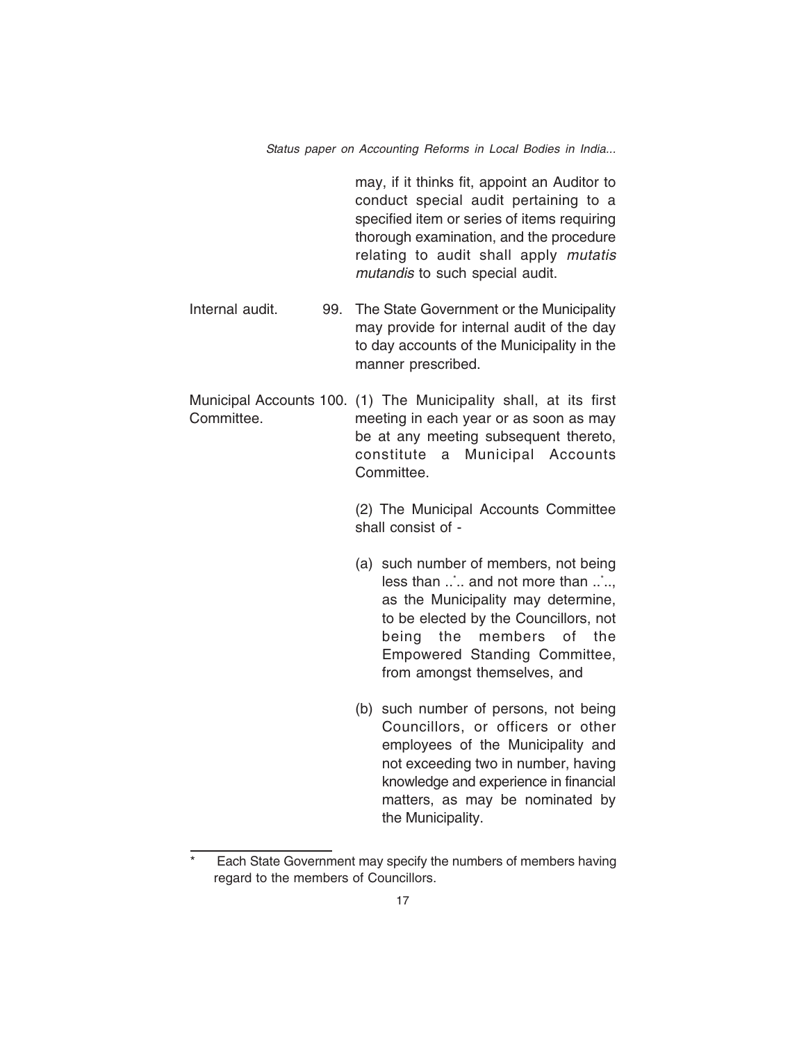may, if it thinks fit, appoint an Auditor to conduct special audit pertaining to a specified item or series of items requiring thorough examination, and the procedure relating to audit shall apply *mutatis mutandis* to such special audit.

Internal audit. 99. The State Government or the Municipality may provide for internal audit of the day to day accounts of the Municipality in the manner prescribed.

Municipal Accounts Committee. 100. (1) The Municipality shall, at its first meeting in each year or as soon as may be at any meeting subsequent thereto, constitute a Municipal Accounts Committee.

(2) The Municipal Accounts Committee shall consist of -

(a) such number of members, not being less than ..*.. and not more than ..*.., as the Municipality may determine, to be elected by the Councillors, not being the members of the Empowered Standing Committee, from amongst themselves, and

(b) such number of persons, not being Councillors, or officers or other employees of the Municipality and not exceeding two in number, having knowledge and experience in financial matters, as may be nominated by the Municipality.

---

* Each State Government may specify the numbers of members having regard to the members of Councillors.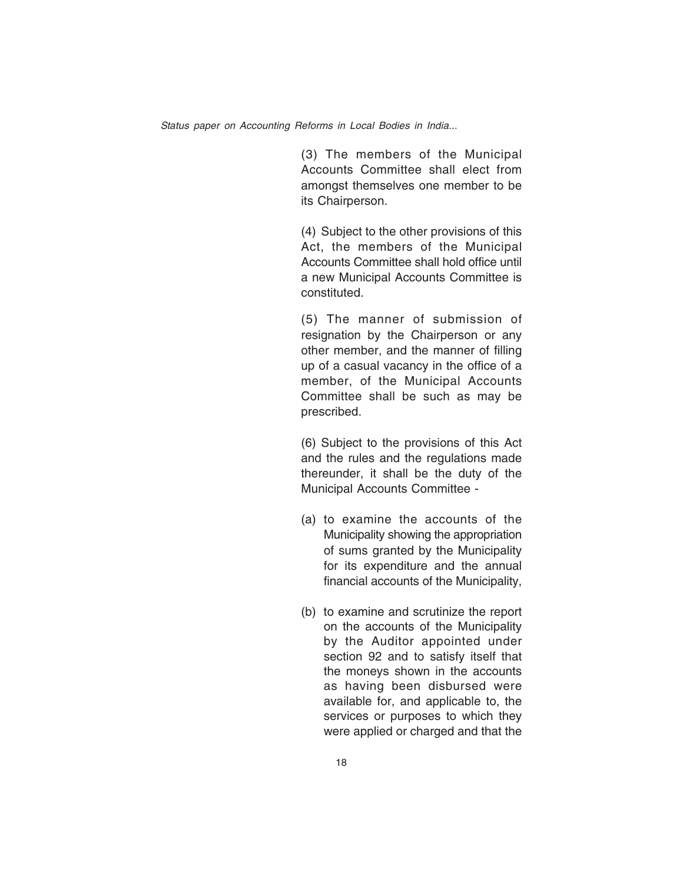(3) The members of the Municipal Accounts Committee shall elect from amongst themselves one member to be its Chairperson.

(4) Subject to the other provisions of this Act, the members of the Municipal Accounts Committee shall hold office until a new Municipal Accounts Committee is constituted.

(5) The manner of submission of resignation by the Chairperson or any other member, and the manner of filling up of a casual vacancy in the office of a member, of the Municipal Accounts Committee shall be such as may be prescribed.

(6) Subject to the provisions of this Act and the rules and the regulations made thereunder, it shall be the duty of the Municipal Accounts Committee -

(a) to examine the accounts of the Municipality showing the appropriation of sums granted by the Municipality for its expenditure and the annual financial accounts of the Municipality,

(b) to examine and scrutinize the report on the accounts of the Municipality by the Auditor appointed under section 92 and to satisfy itself that the moneys shown in the accounts as having been disbursed were available for, and applicable to, the services or purposes to which they were applied or charged and that the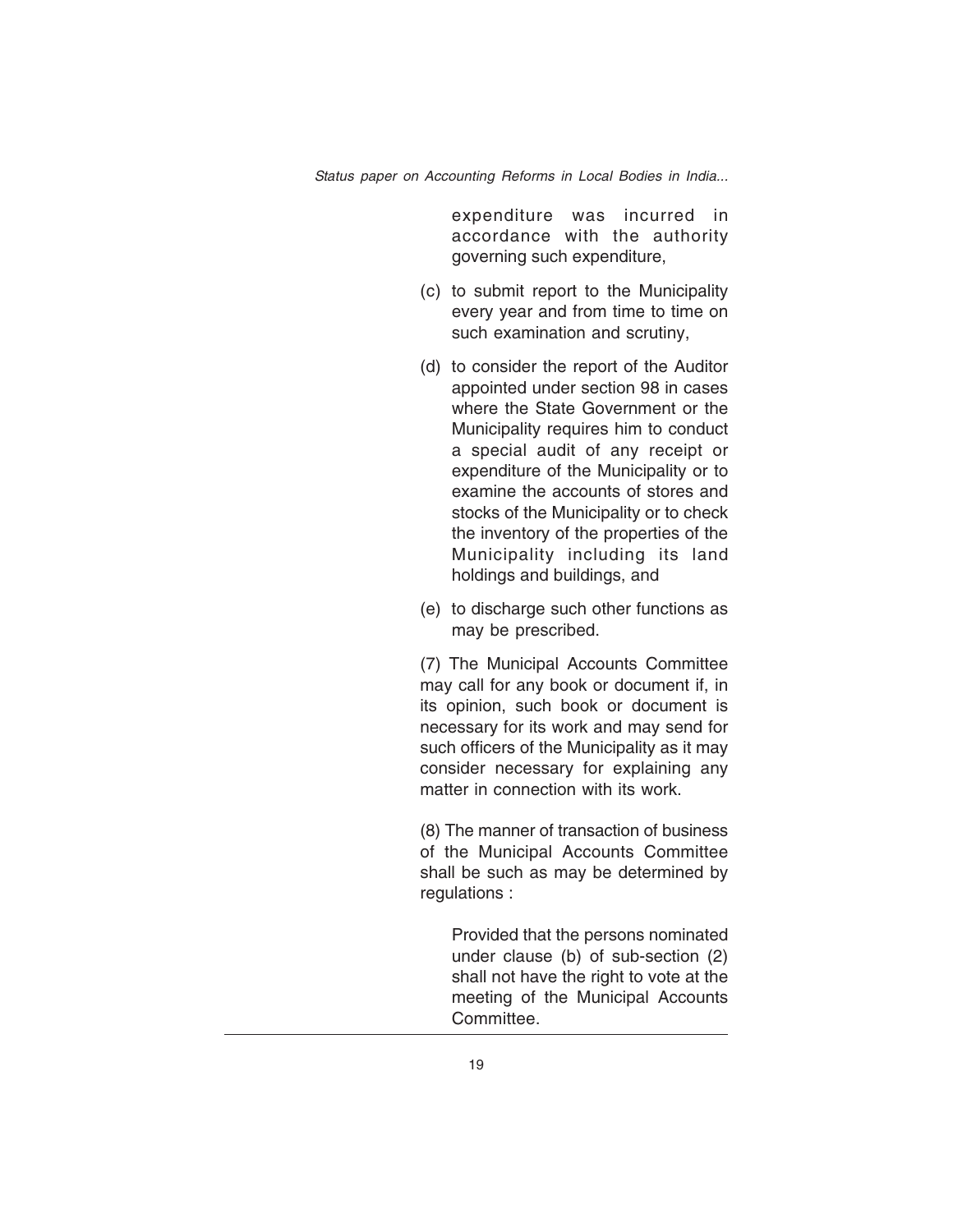expenditure was incurred in accordance with the authority governing such expenditure,

(c) to submit report to the Municipality every year and from time to time on such examination and scrutiny,

(d) to consider the report of the Auditor appointed under section 98 in cases where the State Government or the Municipality requires him to conduct a special audit of any receipt or expenditure of the Municipality or to examine the accounts of stores and stocks of the Municipality or to check the inventory of the properties of the Municipality including its land holdings and buildings, and

(e) to discharge such other functions as may be prescribed.

(7) The Municipal Accounts Committee may call for any book or document if, in its opinion, such book or document is necessary for its work and may send for such officers of the Municipality as it may consider necessary for explaining any matter in connection with its work.

(8) The manner of transaction of business of the Municipal Accounts Committee shall be such as may be determined by regulations :

> Provided that the persons nominated under clause (b) of sub-section (2) shall not have the right to vote at the meeting of the Municipal Accounts Committee.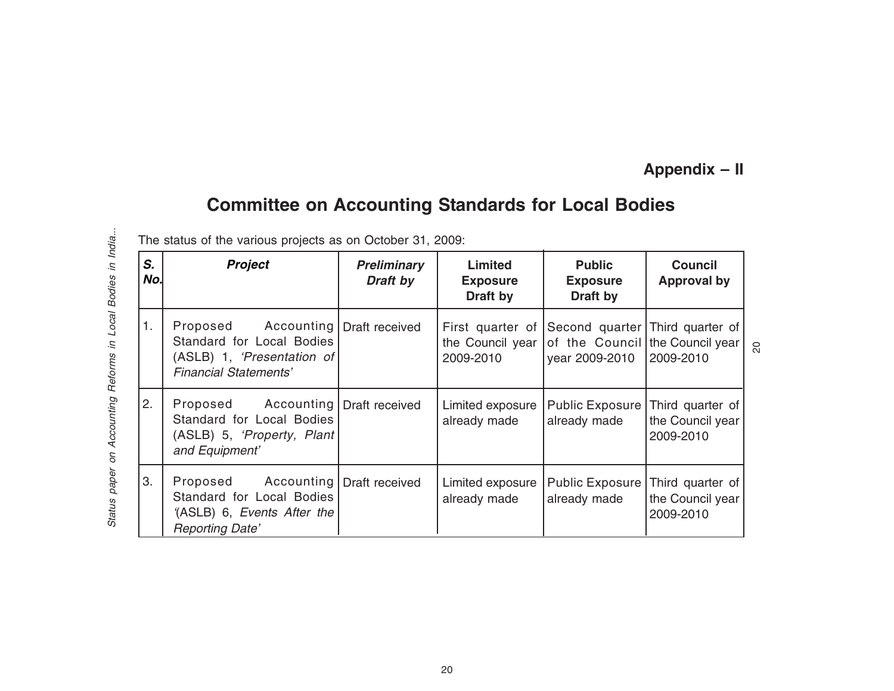**Appendix – II**

# Committee on Accounting Standards for Local Bodies

The status of the various projects as on October 31, 2009:

| ***S. No.*** | ***Project*** | ***Preliminary Draft by*** | **Limited Exposure Draft by** | **Public Exposure Draft by** | **Council Approval by** |
|---|---|---|---|---|---|
| 1. | Proposed Accounting Standard for Local Bodies (ASLB) 1, *'Presentation of Financial Statements'* | Draft received | First quarter of the Council year 2009-2010 | Second quarter of the Council year 2009-2010 | Third quarter of the Council year 2009-2010 |
| 2. | Proposed Accounting Standard for Local Bodies (ASLB) 5, *'Property, Plant and Equipment'* | Draft received | Limited exposure already made | Public Exposure already made | Third quarter of the Council year 2009-2010 |
| 3. | Proposed Accounting Standard for Local Bodies '(ASLB) 6, *Events After the Reporting Date'* | Draft received | Limited exposure already made | Public Exposure already made | Third quarter of the Council year 2009-2010 |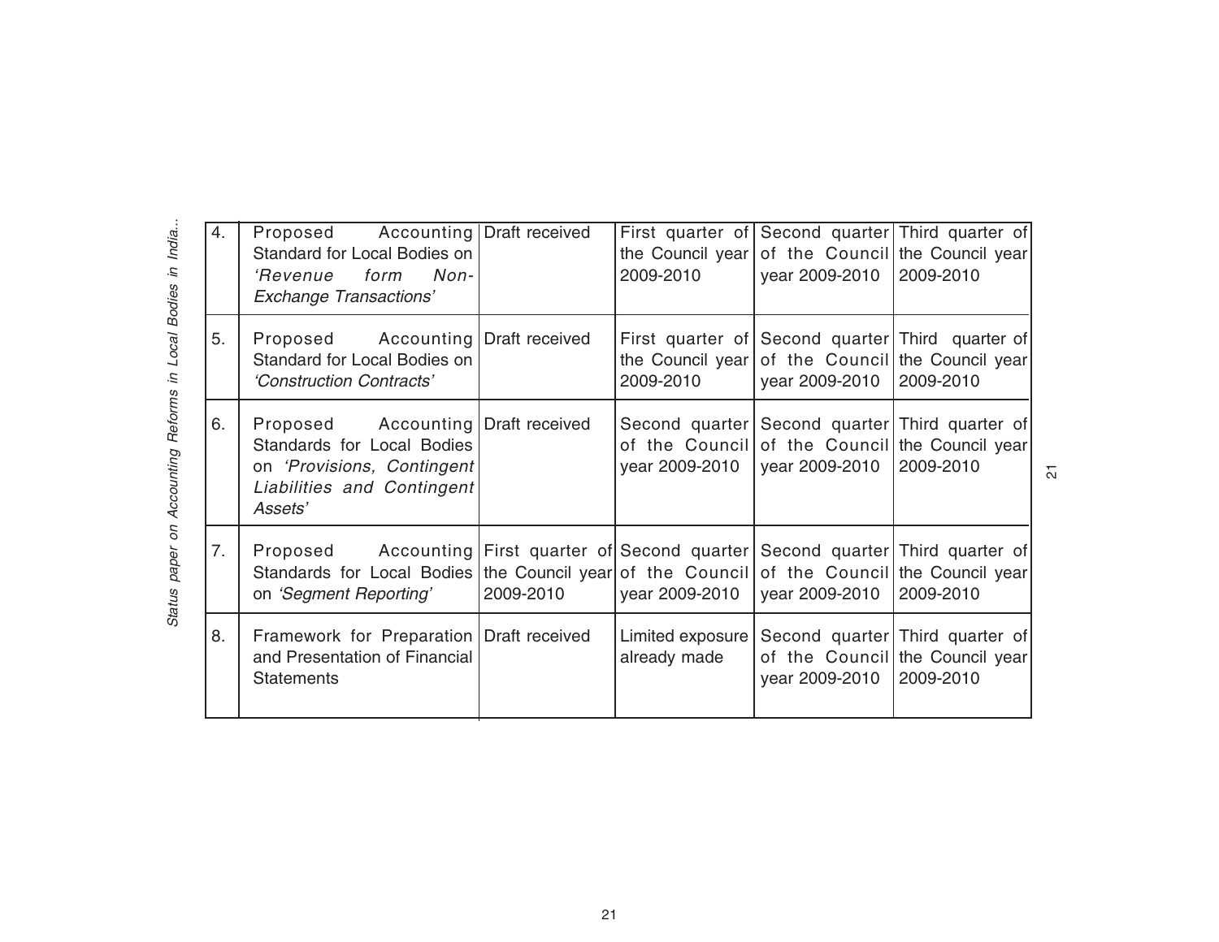| | | | | | |
|---|---|---|---|---|---|
| 4. | Proposed Accounting Standard for Local Bodies on *'Revenue form Non-Exchange Transactions'* | Draft received | First quarter of the Council year 2009-2010 | Second quarter of the Council year 2009-2010 | Third quarter of the Council year 2009-2010 |
| 5. | Proposed Accounting Standard for Local Bodies on *'Construction Contracts'* | Draft received | First quarter of the Council year 2009-2010 | Second quarter of the Council year 2009-2010 | Third quarter of the Council year 2009-2010 |
| 6. | Proposed Accounting Standards for Local Bodies on *'Provisions, Contingent Liabilities and Contingent Assets'* | Draft received | Second quarter of the Council year 2009-2010 | Second quarter of the Council year 2009-2010 | Third quarter of the Council year 2009-2010 |
| 7. | Proposed Accounting Standards for Local Bodies on *'Segment Reporting'* | First quarter of the Council year 2009-2010 | Second quarter of the Council year 2009-2010 | Second quarter of the Council year 2009-2010 | Third quarter of the Council year 2009-2010 |
| 8. | Framework for Preparation and Presentation of Financial Statements | Draft received | Limited exposure already made | Second quarter of the Council year 2009-2010 | Third quarter of the Council year 2009-2010 |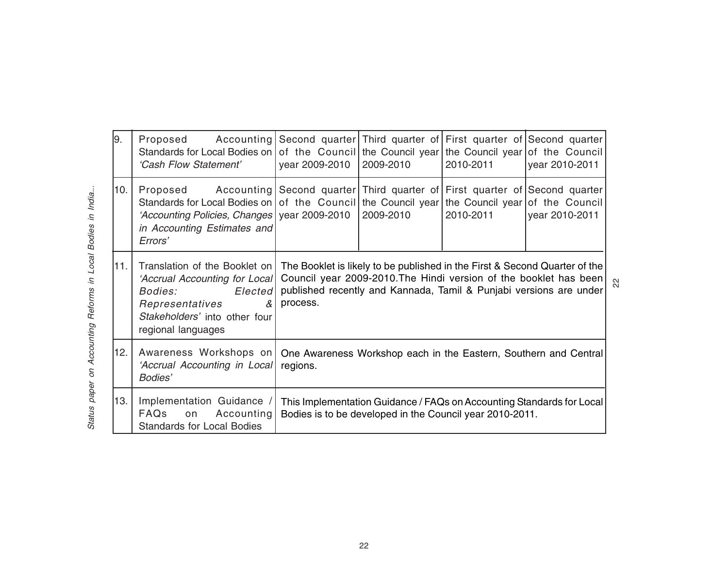| | | | | | |
|---|---|---|---|---|---|
| 9. | Proposed Accounting Standards for Local Bodies on *'Cash Flow Statement'* | Second quarter of the Council year 2009-2010 | Third quarter of the Council year 2009-2010 | First quarter of the Council year 2010-2011 | Second quarter of the Council year 2010-2011 |
| 10. | Proposed Accounting Standards for Local Bodies on *'Accounting Policies, Changes in Accounting Estimates and Errors'* | Second quarter of the Council year 2009-2010 | Third quarter of the Council year 2009-2010 | First quarter of the Council year 2010-2011 | Second quarter of the Council year 2010-2011 |
| 11. | Translation of the Booklet on *'Accrual Accounting for Local Bodies: Elected Representatives & Stakeholders'* into other four regional languages | The Booklet is likely to be published in the First & Second Quarter of the Council year 2009-2010.The Hindi version of the booklet has been published recently and Kannada, Tamil & Punjabi versions are under process. | | | |
| 12. | Awareness Workshops on *'Accrual Accounting in Local Bodies'* | One Awareness Workshop each in the Eastern, Southern and Central regions. | | | |
| 13. | Implementation Guidance / FAQs on Accounting Standards for Local Bodies | This Implementation Guidance / FAQs on Accounting Standards for Local Bodies is to be developed in the Council year 2010-2011. | | | |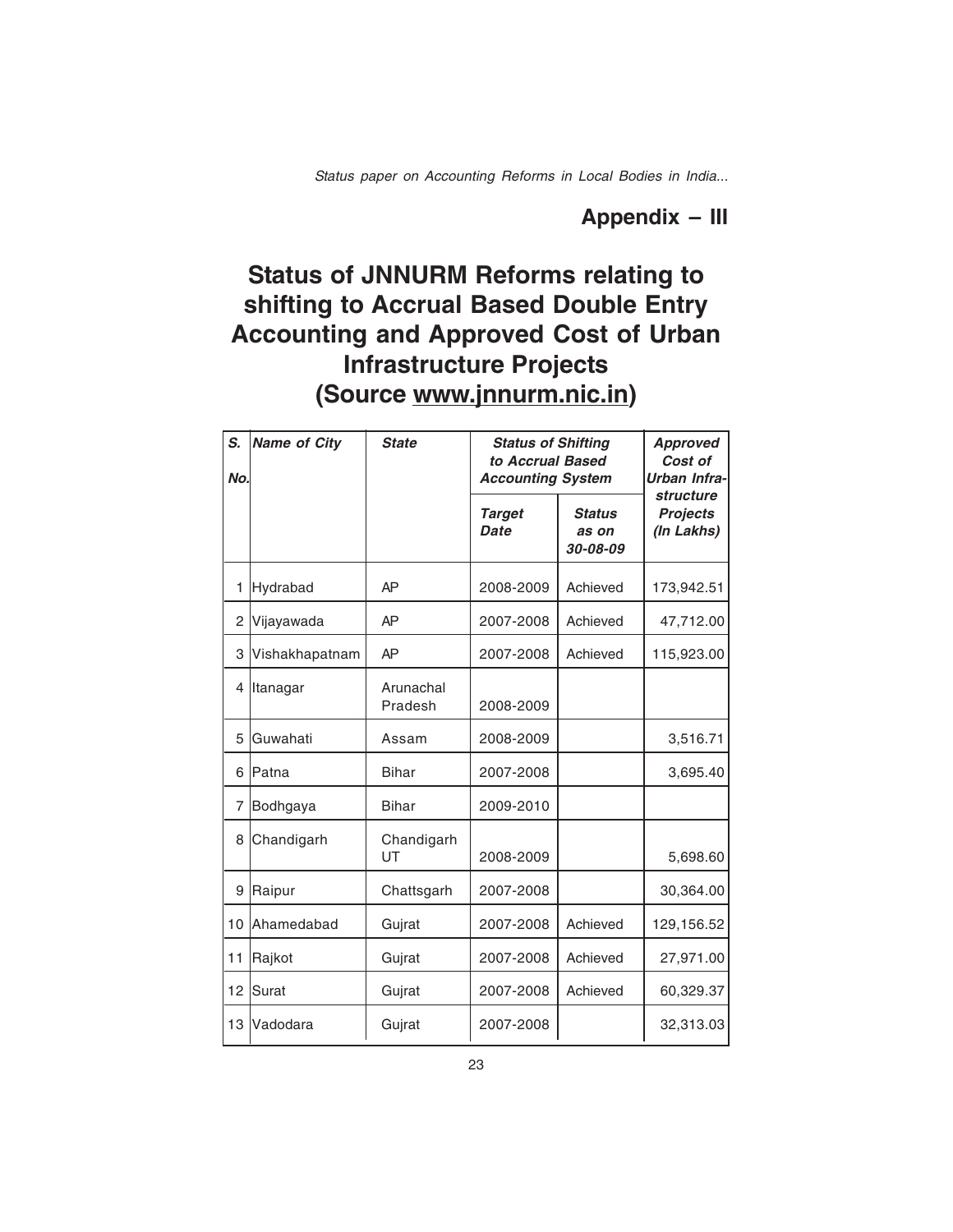## Appendix – III

# Status of JNNURM Reforms relating to shifting to Accrual Based Double Entry Accounting and Approved Cost of Urban Infrastructure Projects (Source www.jnnurm.nic.in)

| *S. No.* | *Name of City* | *State* | *Status of Shifting to Accrual Based Accounting System* | | *Approved Cost of Urban Infra-structure Projects (In Lakhs)* |
|---|---|---|---|---|---|
| | | | *Target Date* | *Status as on 30-08-09* | |
| 1 | Hydrabad | AP | 2008-2009 | Achieved | 173,942.51 |
| 2 | Vijayawada | AP | 2007-2008 | Achieved | 47,712.00 |
| 3 | Vishakhapatnam | AP | 2007-2008 | Achieved | 115,923.00 |
| 4 | Itanagar | Arunachal Pradesh | 2008-2009 | | |
| 5 | Guwahati | Assam | 2008-2009 | | 3,516.71 |
| 6 | Patna | Bihar | 2007-2008 | | 3,695.40 |
| 7 | Bodhgaya | Bihar | 2009-2010 | | |
| 8 | Chandigarh | Chandigarh UT | 2008-2009 | | 5,698.60 |
| 9 | Raipur | Chattsgarh | 2007-2008 | | 30,364.00 |
| 10 | Ahamedabad | Gujrat | 2007-2008 | Achieved | 129,156.52 |
| 11 | Rajkot | Gujrat | 2007-2008 | Achieved | 27,971.00 |
| 12 | Surat | Gujrat | 2007-2008 | Achieved | 60,329.37 |
| 13 | Vadodara | Gujrat | 2007-2008 | | 32,313.03 |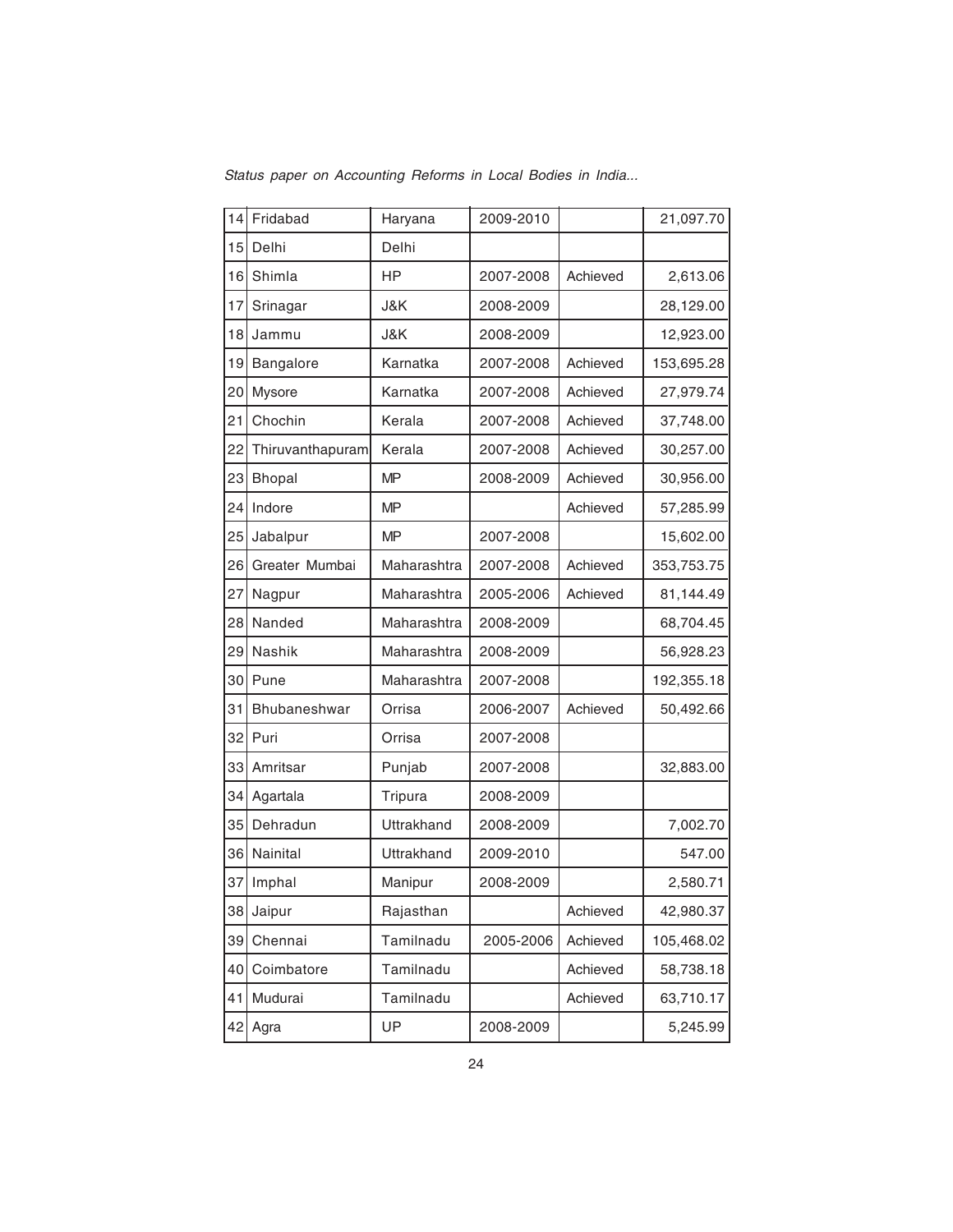| | | | | | |
|---|---|---|---|---|---|
| 14 | Fridabad | Haryana | 2009-2010 | | 21,097.70 |
| 15 | Delhi | Delhi | | | |
| 16 | Shimla | HP | 2007-2008 | Achieved | 2,613.06 |
| 17 | Srinagar | J&K | 2008-2009 | | 28,129.00 |
| 18 | Jammu | J&K | 2008-2009 | | 12,923.00 |
| 19 | Bangalore | Karnatka | 2007-2008 | Achieved | 153,695.28 |
| 20 | Mysore | Karnatka | 2007-2008 | Achieved | 27,979.74 |
| 21 | Chochin | Kerala | 2007-2008 | Achieved | 37,748.00 |
| 22 | Thiruvanthapuram | Kerala | 2007-2008 | Achieved | 30,257.00 |
| 23 | Bhopal | MP | 2008-2009 | Achieved | 30,956.00 |
| 24 | Indore | MP | | Achieved | 57,285.99 |
| 25 | Jabalpur | MP | 2007-2008 | | 15,602.00 |
| 26 | Greater Mumbai | Maharashtra | 2007-2008 | Achieved | 353,753.75 |
| 27 | Nagpur | Maharashtra | 2005-2006 | Achieved | 81,144.49 |
| 28 | Nanded | Maharashtra | 2008-2009 | | 68,704.45 |
| 29 | Nashik | Maharashtra | 2008-2009 | | 56,928.23 |
| 30 | Pune | Maharashtra | 2007-2008 | | 192,355.18 |
| 31 | Bhubaneshwar | Orrisa | 2006-2007 | Achieved | 50,492.66 |
| 32 | Puri | Orrisa | 2007-2008 | | |
| 33 | Amritsar | Punjab | 2007-2008 | | 32,883.00 |
| 34 | Agartala | Tripura | 2008-2009 | | |
| 35 | Dehradun | Uttrakhand | 2008-2009 | | 7,002.70 |
| 36 | Nainital | Uttrakhand | 2009-2010 | | 547.00 |
| 37 | Imphal | Manipur | 2008-2009 | | 2,580.71 |
| 38 | Jaipur | Rajasthan | | Achieved | 42,980.37 |
| 39 | Chennai | Tamilnadu | 2005-2006 | Achieved | 105,468.02 |
| 40 | Coimbatore | Tamilnadu | | Achieved | 58,738.18 |
| 41 | Mudurai | Tamilnadu | | Achieved | 63,710.17 |
| 42 | Agra | UP | 2008-2009 | | 5,245.99 |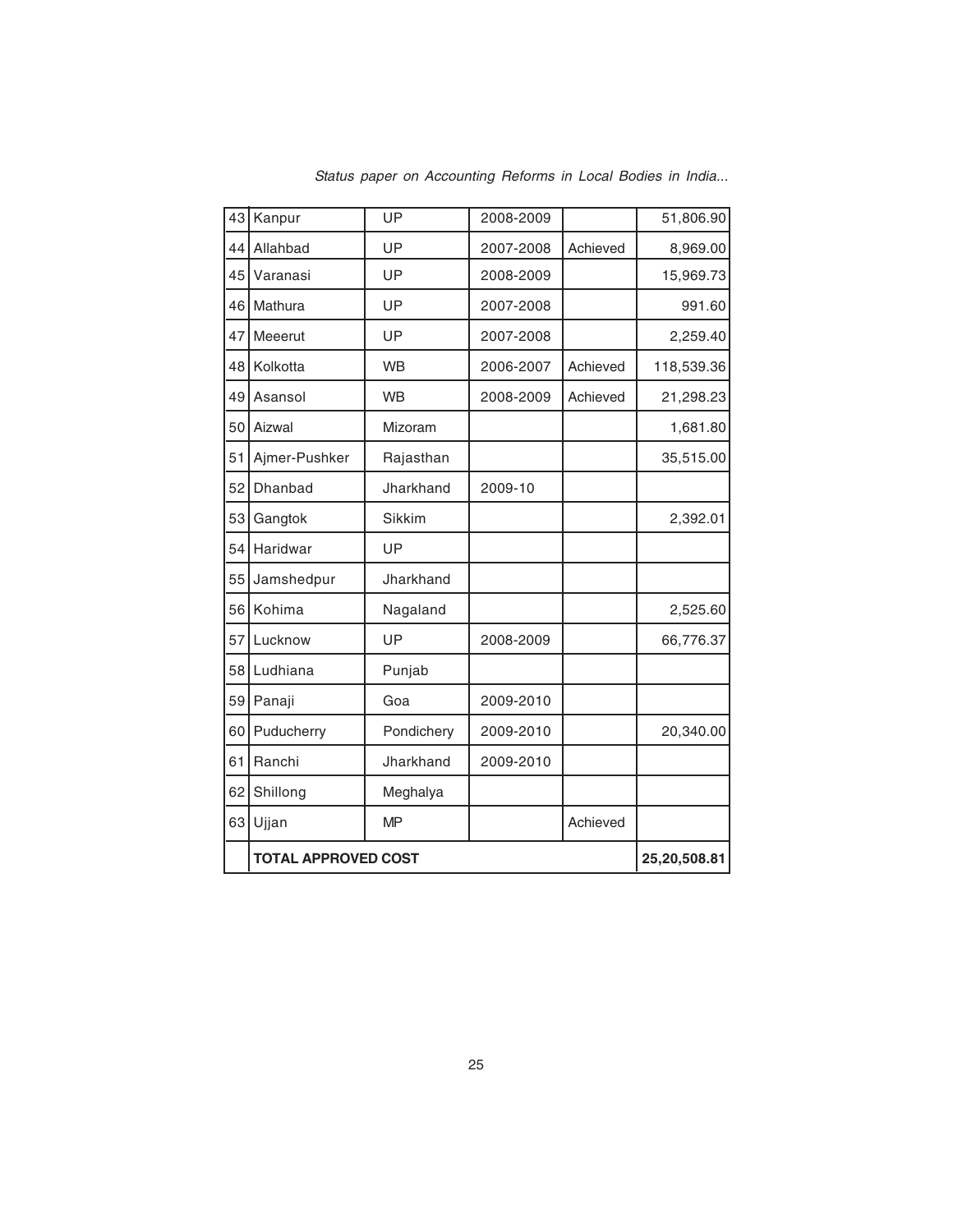| | | | | | |
|---|---|---|---|---|---|
| 43 | Kanpur | UP | 2008-2009 | | 51,806.90 |
| 44 | Allahbad | UP | 2007-2008 | Achieved | 8,969.00 |
| 45 | Varanasi | UP | 2008-2009 | | 15,969.73 |
| 46 | Mathura | UP | 2007-2008 | | 991.60 |
| 47 | Meeerut | UP | 2007-2008 | | 2,259.40 |
| 48 | Kolkotta | WB | 2006-2007 | Achieved | 118,539.36 |
| 49 | Asansol | WB | 2008-2009 | Achieved | 21,298.23 |
| 50 | Aizwal | Mizoram | | | 1,681.80 |
| 51 | Ajmer-Pushker | Rajasthan | | | 35,515.00 |
| 52 | Dhanbad | Jharkhand | 2009-10 | | |
| 53 | Gangtok | Sikkim | | | 2,392.01 |
| 54 | Haridwar | UP | | | |
| 55 | Jamshedpur | Jharkhand | | | |
| 56 | Kohima | Nagaland | | | 2,525.60 |
| 57 | Lucknow | UP | 2008-2009 | | 66,776.37 |
| 58 | Ludhiana | Punjab | | | |
| 59 | Panaji | Goa | 2009-2010 | | |
| 60 | Puducherry | Pondichery | 2009-2010 | | 20,340.00 |
| 61 | Ranchi | Jharkhand | 2009-2010 | | |
| 62 | Shillong | Meghalya | | | |
| 63 | Ujjan | MP | | Achieved | |
| | **TOTAL APPROVED COST** | | | | **25,20,508.81** |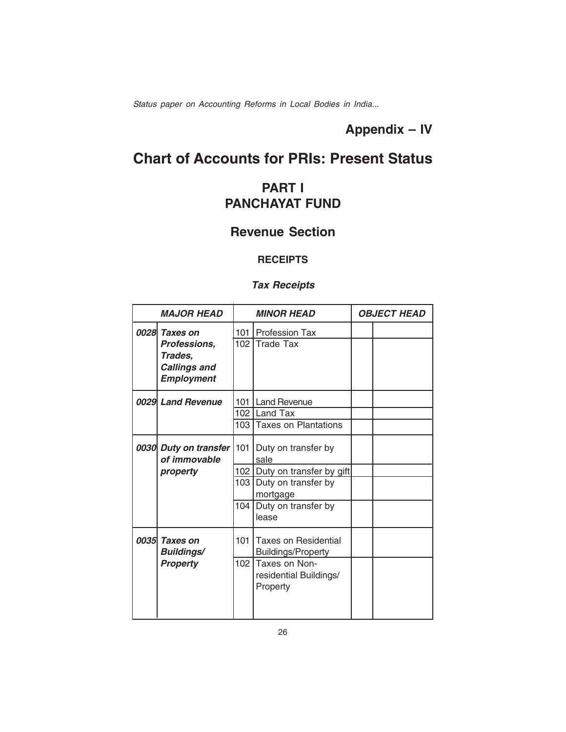## Appendix – IV

# Chart of Accounts for PRIs: Present Status

## PART I
## PANCHAYAT FUND

## Revenue Section

### RECEIPTS

#### *Tax Receipts*

| ***MAJOR HEAD*** | | ***MINOR HEAD*** | | ***OBJECT HEAD*** | |
|---|---|---|---|---|---|
| ***0028*** | ***Taxes on Professions, Trades, Callings and Employment*** | 101 | Profession Tax | | |
| | | 102 | Trade Tax | | |
| ***0029*** | ***Land Revenue*** | 101 | Land Revenue | | |
| | | 102 | Land Tax | | |
| | | 103 | Taxes on Plantations | | |
| ***0030*** | ***Duty on transfer of immovable property*** | 101 | Duty on transfer by sale | | |
| | | 102 | Duty on transfer by gift | | |
| | | 103 | Duty on transfer by mortgage | | |
| | | 104 | Duty on transfer by lease | | |
| ***0035*** | ***Taxes on Buildings/ Property*** | 101 | Taxes on Residential Buildings/Property | | |
| | | 102 | Taxes on Non-residential Buildings/ Property | | |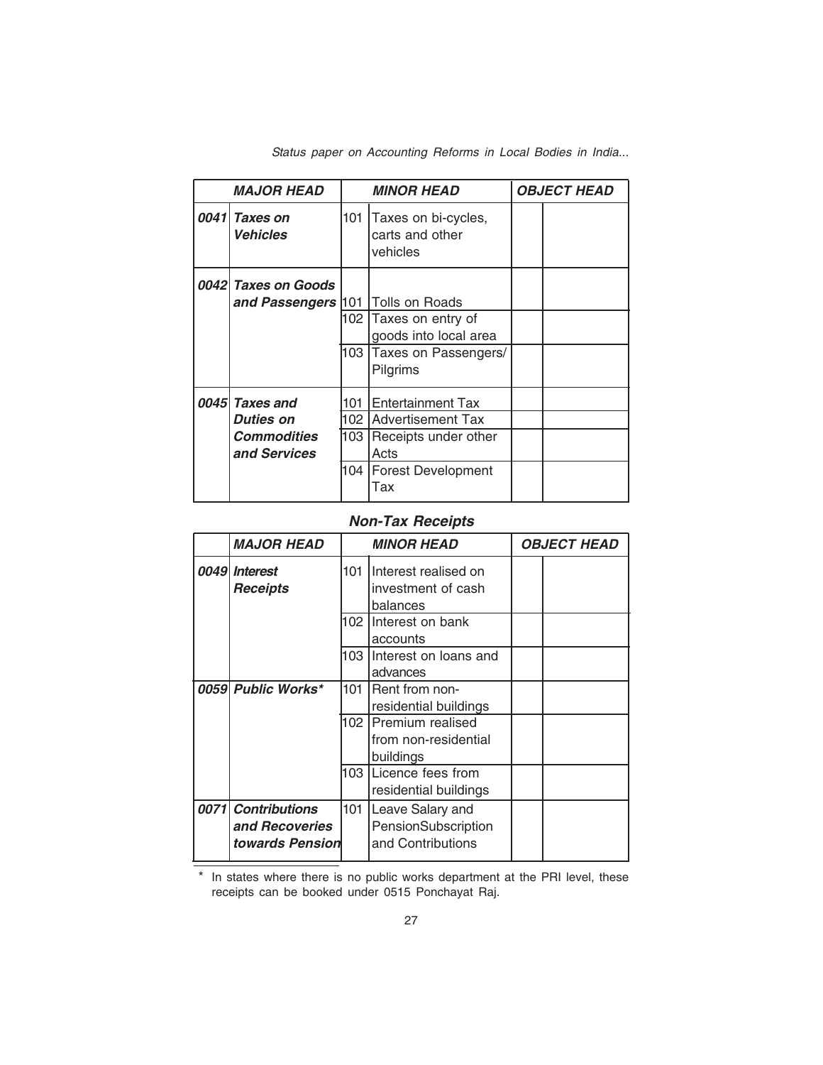| MAJOR HEAD | | MINOR HEAD | | OBJECT HEAD | |
|---|---|---|---|---|---|
| 0041 | ***Taxes on Vehicles*** | 101 | Taxes on bi-cycles, carts and other vehicles | | |
| 0042 | ***Taxes on Goods and Passengers*** | 101 | Tolls on Roads | | |
| | | 102 | Taxes on entry of goods into local area | | |
| | | 103 | Taxes on Passengers/ Pilgrims | | |
| 0045 | ***Taxes and Duties on Commodities and Services*** | 101 | Entertainment Tax | | |
| | | 102 | Advertisement Tax | | |
| | | 103 | Receipts under other Acts | | |
| | | 104 | Forest Development Tax | | |

### *Non-Tax Receipts*

| MAJOR HEAD | | MINOR HEAD | | OBJECT HEAD | |
|---|---|---|---|---|---|
| 0049 | ***Interest Receipts*** | 101 | Interest realised on investment of cash balances | | |
| | | 102 | Interest on bank accounts | | |
| | | 103 | Interest on loans and advances | | |
| 0059 | ***Public Works**** | 101 | Rent from non-residential buildings | | |
| | | 102 | Premium realised from non-residential buildings | | |
| | | 103 | Licence fees from residential buildings | | |
| 0071 | ***Contributions and Recoveries towards Pension*** | 101 | Leave Salary and PensionSubscription and Contributions | | |

\* In states where there is no public works department at the PRI level, these receipts can be booked under 0515 Ponchayat Raj.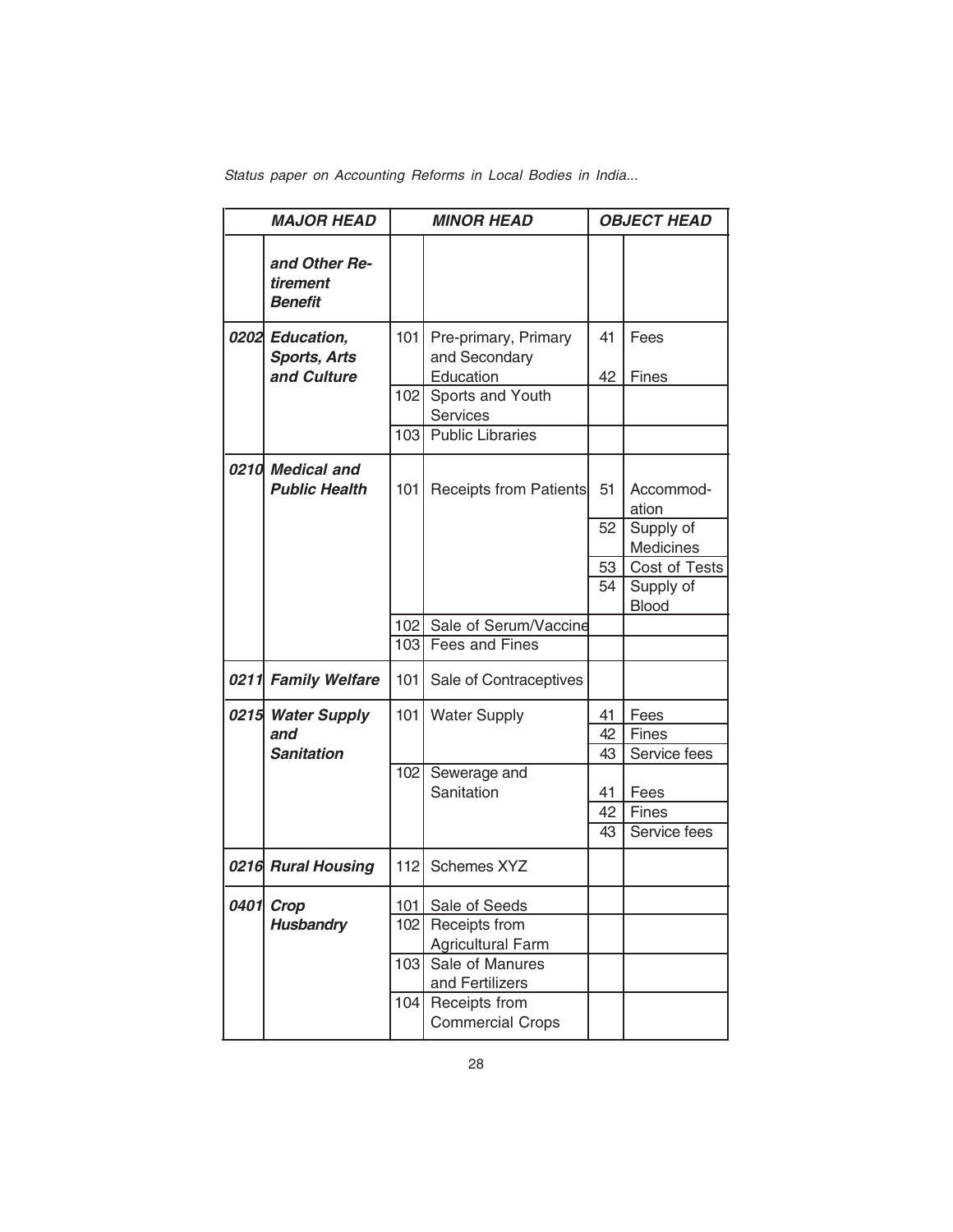| MAJOR HEAD | | MINOR HEAD | | OBJECT HEAD | |
|---|---|---|---|---|---|
| | ***and Other Retirement Benefit*** | | | | |
| ***0202*** | ***Education, Sports, Arts and Culture*** | 101 | Pre-primary, Primary and Secondary Education | 41 | Fees |
| | | | | 42 | Fines |
| | | 102 | Sports and Youth Services | | |
| | | 103 | Public Libraries | | |
| ***0210*** | ***Medical and Public Health*** | 101 | Receipts from Patients | 51 | Accommodation |
| | | | | 52 | Supply of Medicines |
| | | | | 53 | Cost of Tests |
| | | | | 54 | Supply of Blood |
| | | 102 | Sale of Serum/Vaccine | | |
| | | 103 | Fees and Fines | | |
| ***0211*** | ***Family Welfare*** | 101 | Sale of Contraceptives | | |
| ***0215*** | ***Water Supply and Sanitation*** | 101 | Water Supply | 41 | Fees |
| | | | | 42 | Fines |
| | | | | 43 | Service fees |
| | | 102 | Sewerage and Sanitation | 41 | Fees |
| | | | | 42 | Fines |
| | | | | 43 | Service fees |
| ***0216*** | ***Rural Housing*** | 112 | Schemes XYZ | | |
| ***0401*** | ***Crop Husbandry*** | 101 | Sale of Seeds | | |
| | | 102 | Receipts from Agricultural Farm | | |
| | | 103 | Sale of Manures and Fertilizers | | |
| | | 104 | Receipts from Commercial Crops | | |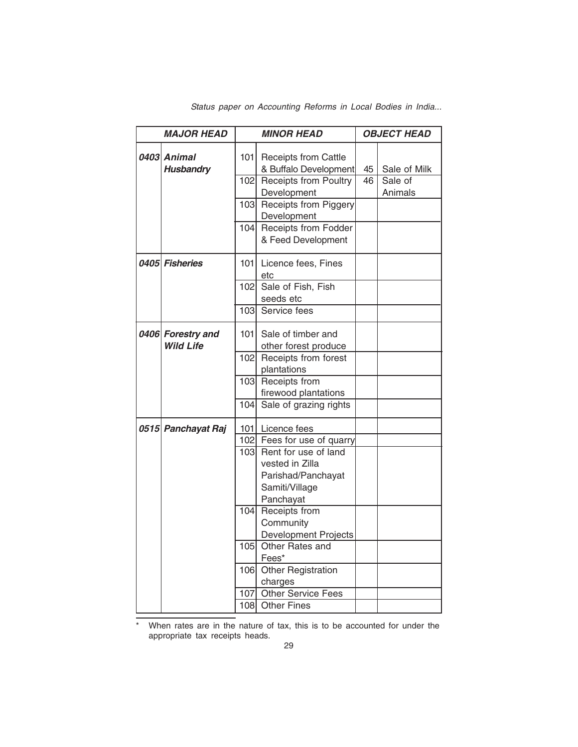| MAJOR HEAD | | MINOR HEAD | | OBJECT HEAD | |
|---|---|---|---|---|---|
| 0403 | ***Animal Husbandry*** | 101 | Receipts from Cattle & Buffalo Development | 45 | Sale of Milk |
| | | 102 | Receipts from Poultry Development | 46 | Sale of Animals |
| | | 103 | Receipts from Piggery Development | | |
| | | 104 | Receipts from Fodder & Feed Development | | |
| 0405 | ***Fisheries*** | 101 | Licence fees, Fines etc | | |
| | | 102 | Sale of Fish, Fish seeds etc | | |
| | | 103 | Service fees | | |
| 0406 | ***Forestry and Wild Life*** | 101 | Sale of timber and other forest produce | | |
| | | 102 | Receipts from forest plantations | | |
| | | 103 | Receipts from firewood plantations | | |
| | | 104 | Sale of grazing rights | | |
| 0515 | ***Panchayat Raj*** | 101 | Licence fees | | |
| | | 102 | Fees for use of quarry | | |
| | | 103 | Rent for use of land vested in Zilla Parishad/Panchayat Samiti/Village Panchayat | | |
| | | 104 | Receipts from Community Development Projects | | |
| | | 105 | Other Rates and Fees* | | |
| | | 106 | Other Registration charges | | |
| | | 107 | Other Service Fees | | |
| | | 108 | Other Fines | | |

\* When rates are in the nature of tax, this is to be accounted for under the appropriate tax receipts heads.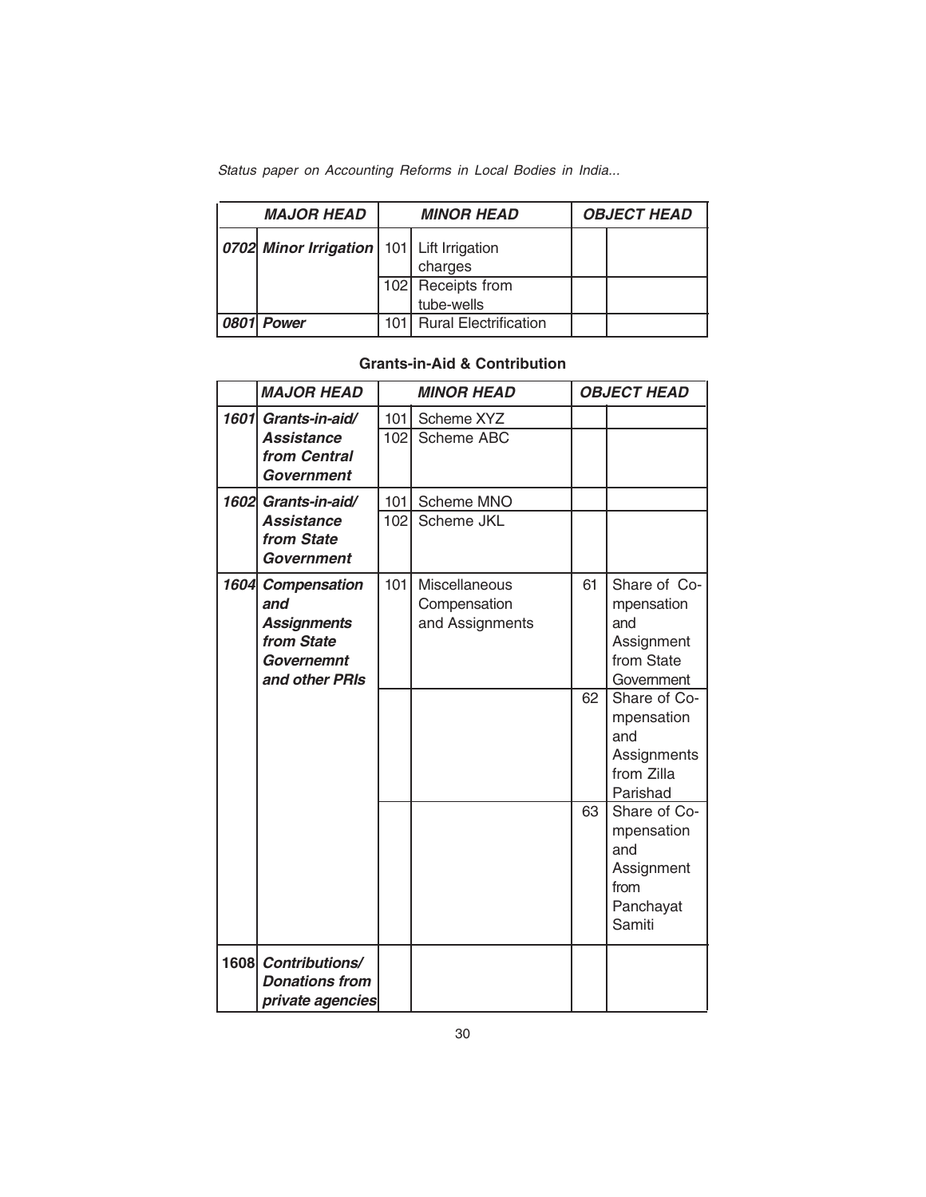| MAJOR HEAD | | MINOR HEAD | | OBJECT HEAD | |
|---|---|---|---|---|---|
| ***0702*** | ***Minor Irrigation*** | 101 | Lift Irrigation charges | | |
| | | 102 | Receipts from tube-wells | | |
| ***0801*** | ***Power*** | 101 | Rural Electrification | | |

**Grants-in-Aid & Contribution**

| | *MAJOR HEAD* | | *MINOR HEAD* | | *OBJECT HEAD* |
|---|---|---|---|---|---|
| ***1601*** | ***Grants-in-aid/ Assistance from Central Government*** | 101 | Scheme XYZ | | |
| | | 102 | Scheme ABC | | |
| ***1602*** | ***Grants-in-aid/ Assistance from State Government*** | 101 | Scheme MNO | | |
| | | 102 | Scheme JKL | | |
| ***1604*** | ***Compensation and Assignments from State Governemnt and other PRIs*** | 101 | Miscellaneous Compensation and Assignments | 61 | Share of Compensation and Assignment from State Government |
| | | | | 62 | Share of Compensation and Assignments from Zilla Parishad |
| | | | | 63 | Share of Compensation and Assignment from Panchayat Samiti |
| **1608** | ***Contributions/ Donations from private agencies*** | | | | |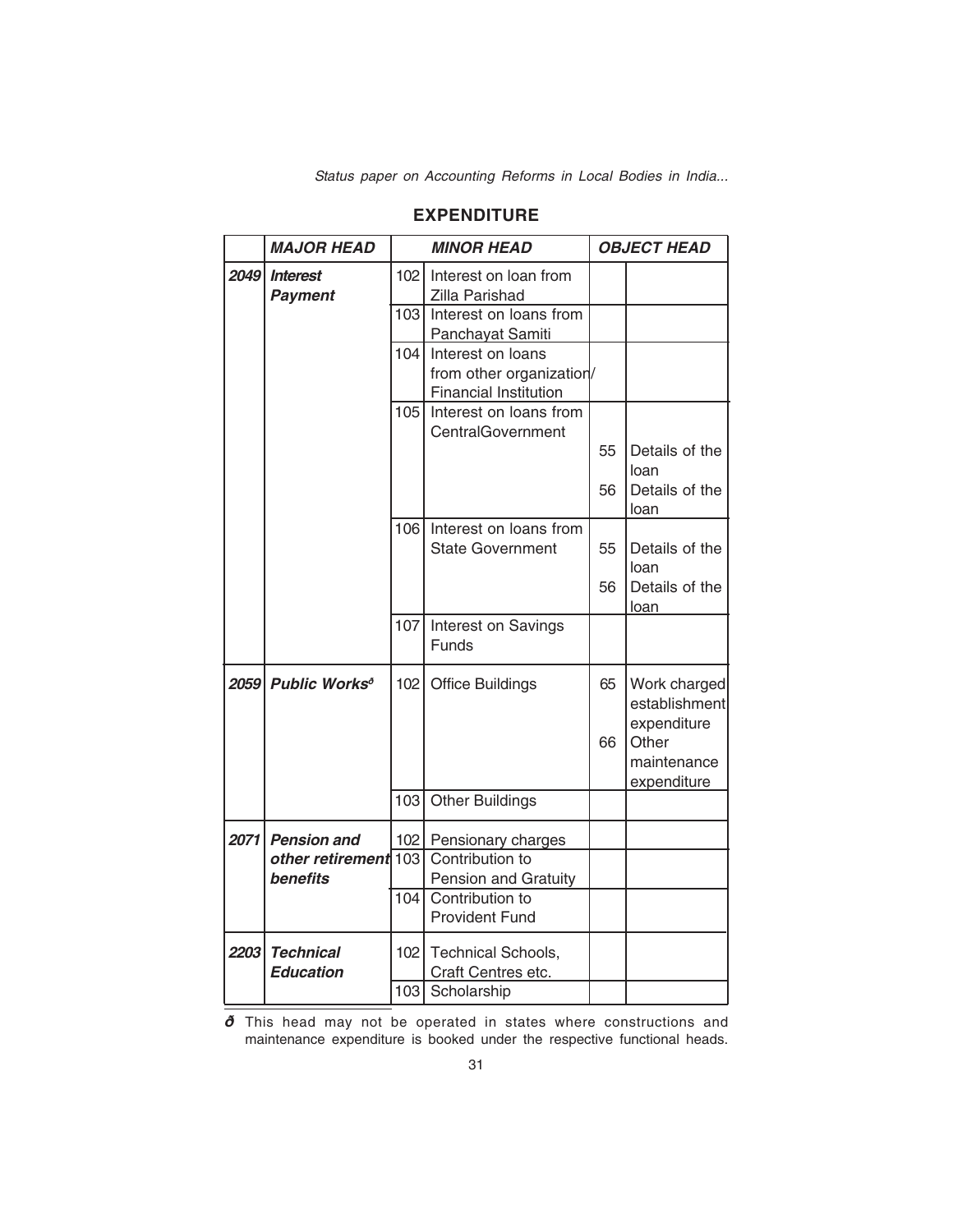## EXPENDITURE

| | *MAJOR HEAD* | | *MINOR HEAD* | | *OBJECT HEAD* |
|---|---|---|---|---|---|
| ***2049*** | ***Interest Payment*** | 102 | Interest on loan from Zilla Parishad | | |
| | | 103 | Interest on loans from Panchayat Samiti | | |
| | | 104 | Interest on loans from other organization/ Financial Institution | | |
| | | 105 | Interest on loans from CentralGovernment | 55 | Details of the loan |
| | | | | 56 | Details of the loan |
| | | 106 | Interest on loans from State Government | 55 | Details of the loan |
| | | | | 56 | Details of the loan |
| | | 107 | Interest on Savings Funds | | |
| ***2059*** | ***Public Works***ð | 102 | Office Buildings | 65 | Work charged establishment expenditure |
| | | | | 66 | Other maintenance expenditure |
| | | 103 | Other Buildings | | |
| ***2071*** | ***Pension and other retirement benefits*** | 102 | Pensionary charges | | |
| | | 103 | Contribution to Pension and Gratuity | | |
| | | 104 | Contribution to Provident Fund | | |
| ***2203*** | ***Technical Education*** | 102 | Technical Schools, Craft Centres etc. | | |
| | | 103 | Scholarship | | |

***ð*** This head may not be operated in states where constructions and maintenance expenditure is booked under the respective functional heads.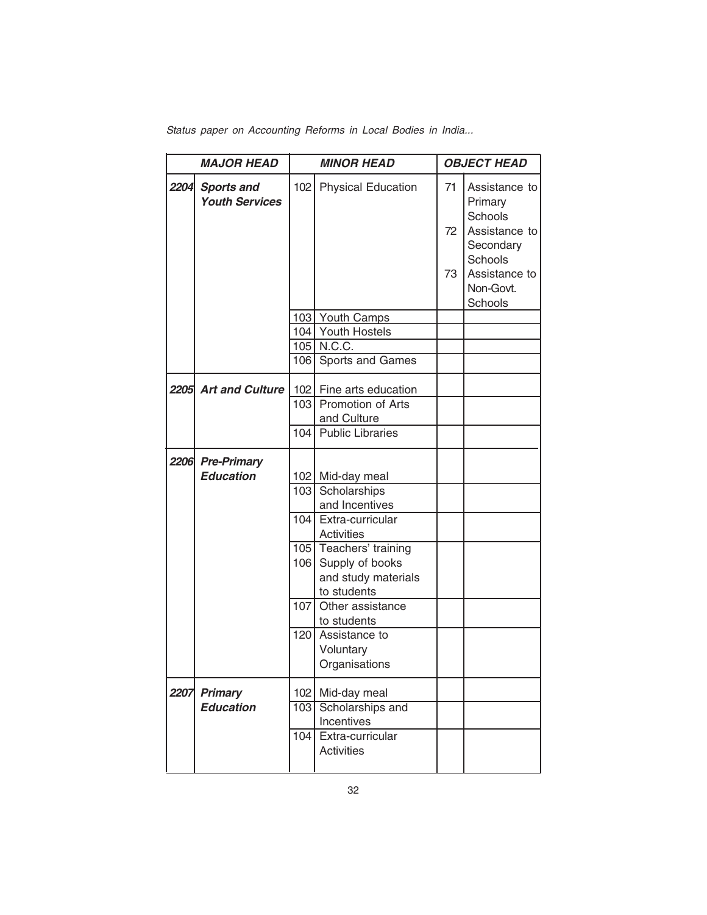| MAJOR HEAD | | MINOR HEAD | | OBJECT HEAD | |
|---|---|---|---|---|---|
| ***2204*** | ***Sports and Youth Services*** | 102 | Physical Education | 71 | Assistance to Primary Schools |
| | | | | 72 | Assistance to Secondary Schools |
| | | | | 73 | Assistance to Non-Govt. Schools |
| | | 103 | Youth Camps | | |
| | | 104 | Youth Hostels | | |
| | | 105 | N.C.C. | | |
| | | 106 | Sports and Games | | |
| ***2205*** | ***Art and Culture*** | 102 | Fine arts education | | |
| | | 103 | Promotion of Arts and Culture | | |
| | | 104 | Public Libraries | | |
| ***2206*** | ***Pre-Primary Education*** | 102 | Mid-day meal | | |
| | | 103 | Scholarships and Incentives | | |
| | | 104 | Extra-curricular Activities | | |
| | | 105 | Teachers' training | | |
| | | 106 | Supply of books and study materials to students | | |
| | | 107 | Other assistance to students | | |
| | | 120 | Assistance to Voluntary Organisations | | |
| ***2207*** | ***Primary Education*** | 102 | Mid-day meal | | |
| | | 103 | Scholarships and Incentives | | |
| | | 104 | Extra-curricular Activities | | |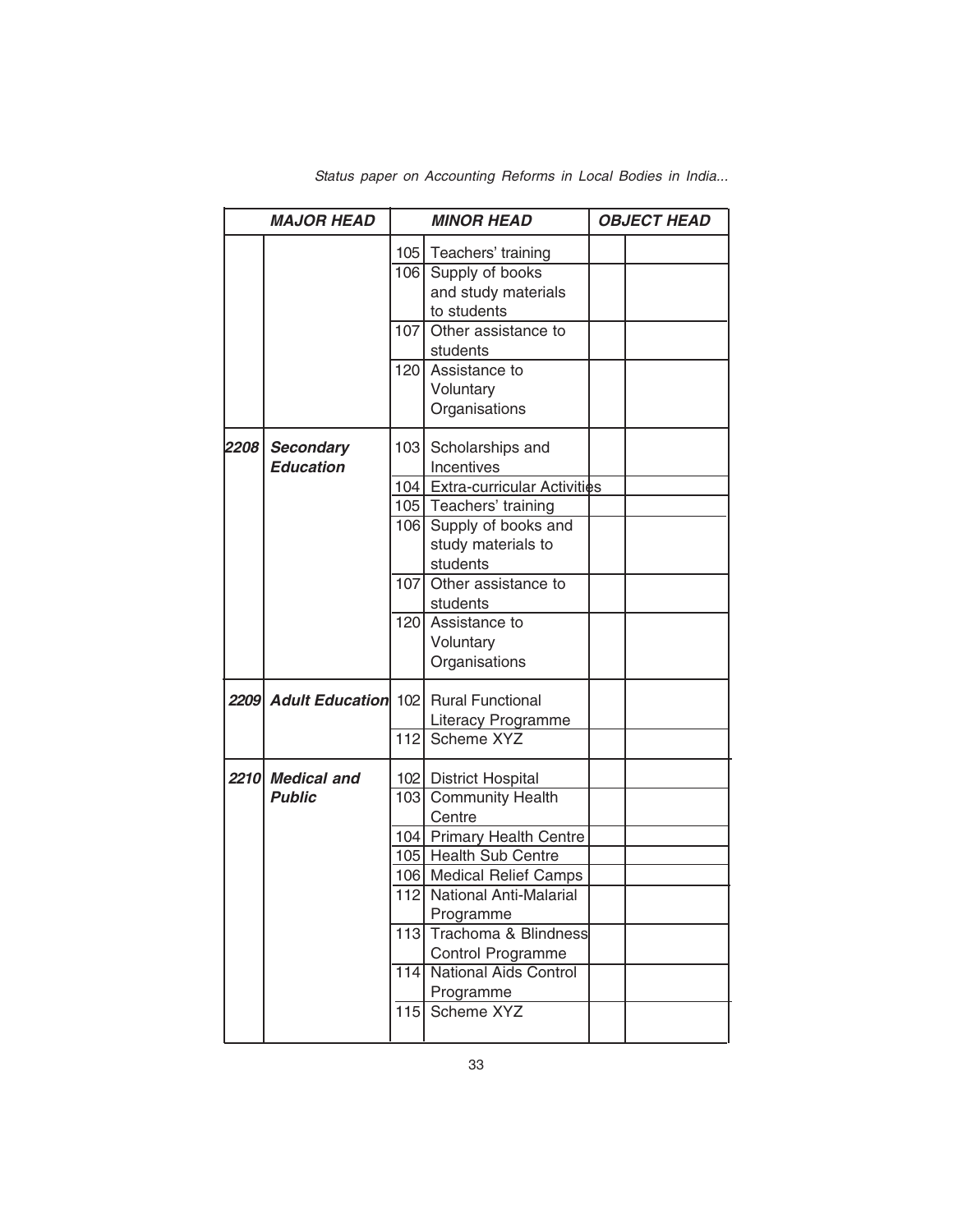| MAJOR HEAD | | MINOR HEAD | | OBJECT HEAD | |
|---|---|---|---|---|---|
| | | 105 | Teachers' training | | |
| | | 106 | Supply of books and study materials to students | | |
| | | 107 | Other assistance to students | | |
| | | 120 | Assistance to Voluntary Organisations | | |
| **2208** | ***Secondary Education*** | 103 | Scholarships and Incentives | | |
| | | 104 | Extra-curricular Activities | | |
| | | 105 | Teachers' training | | |
| | | 106 | Supply of books and study materials to students | | |
| | | 107 | Other assistance to students | | |
| | | 120 | Assistance to Voluntary Organisations | | |
| **2209** | ***Adult Education*** | 102 | Rural Functional Literacy Programme | | |
| | | 112 | Scheme XYZ | | |
| **2210** | ***Medical and Public*** | 102 | District Hospital | | |
| | | 103 | Community Health Centre | | |
| | | 104 | Primary Health Centre | | |
| | | 105 | Health Sub Centre | | |
| | | 106 | Medical Relief Camps | | |
| | | 112 | National Anti-Malarial Programme | | |
| | | 113 | Trachoma & Blindness Control Programme | | |
| | | 114 | National Aids Control Programme | | |
| | | 115 | Scheme XYZ | | |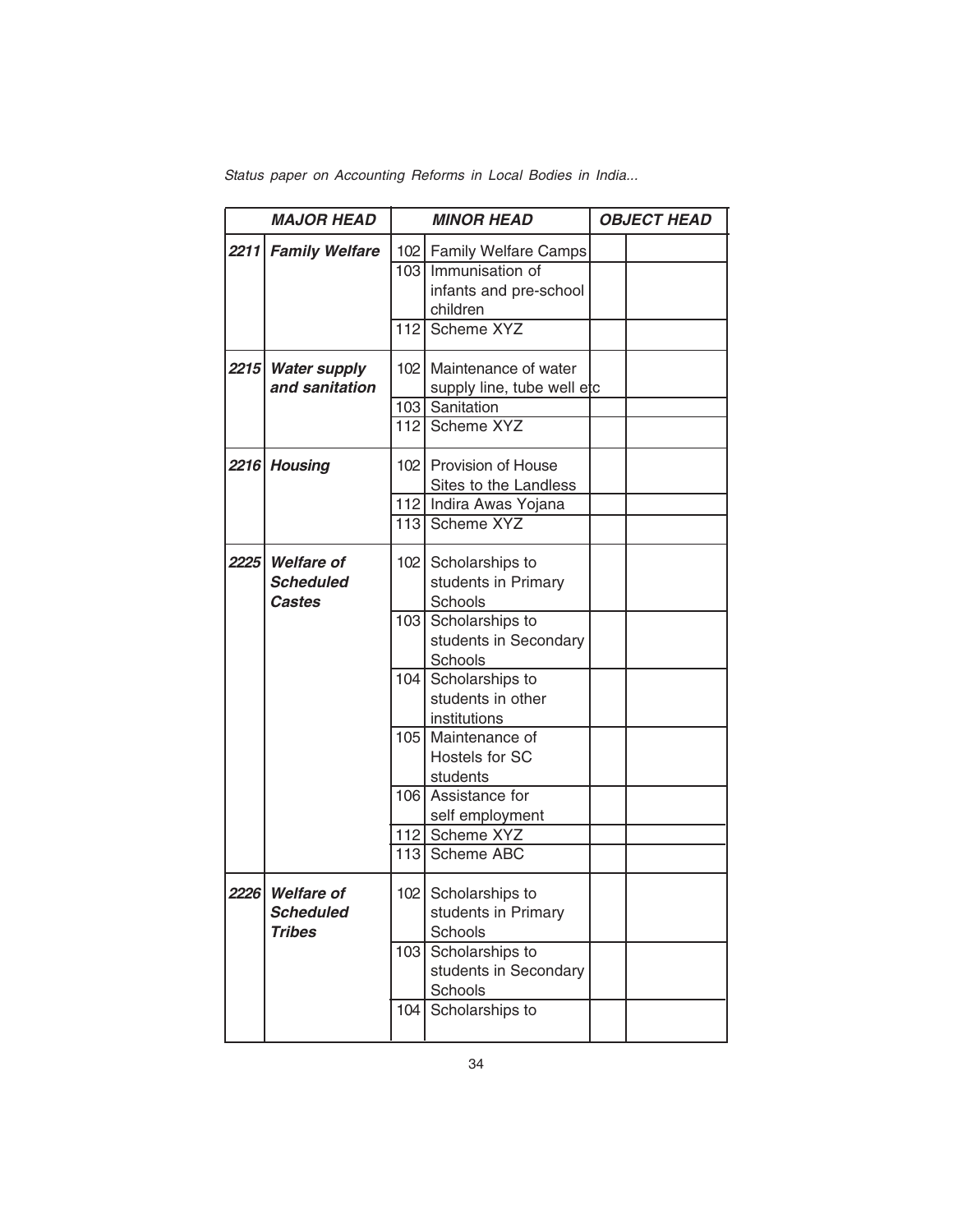| MAJOR HEAD | | MINOR HEAD | | OBJECT HEAD | |
|---|---|---|---|---|---|
| ***2211*** | ***Family Welfare*** | 102 | Family Welfare Camps | | |
| | | 103 | Immunisation of infants and pre-school children | | |
| | | 112 | Scheme XYZ | | |
| ***2215*** | ***Water supply and sanitation*** | 102 | Maintenance of water supply line, tube well etc | | |
| | | 103 | Sanitation | | |
| | | 112 | Scheme XYZ | | |
| ***2216*** | ***Housing*** | 102 | Provision of House Sites to the Landless | | |
| | | 112 | Indira Awas Yojana | | |
| | | 113 | Scheme XYZ | | |
| ***2225*** | ***Welfare of Scheduled Castes*** | 102 | Scholarships to students in Primary Schools | | |
| | | 103 | Scholarships to students in Secondary Schools | | |
| | | 104 | Scholarships to students in other institutions | | |
| | | 105 | Maintenance of Hostels for SC students | | |
| | | 106 | Assistance for self employment | | |
| | | 112 | Scheme XYZ | | |
| | | 113 | Scheme ABC | | |
| ***2226*** | ***Welfare of Scheduled Tribes*** | 102 | Scholarships to students in Primary Schools | | |
| | | 103 | Scholarships to students in Secondary Schools | | |
| | | 104 | Scholarships to | | |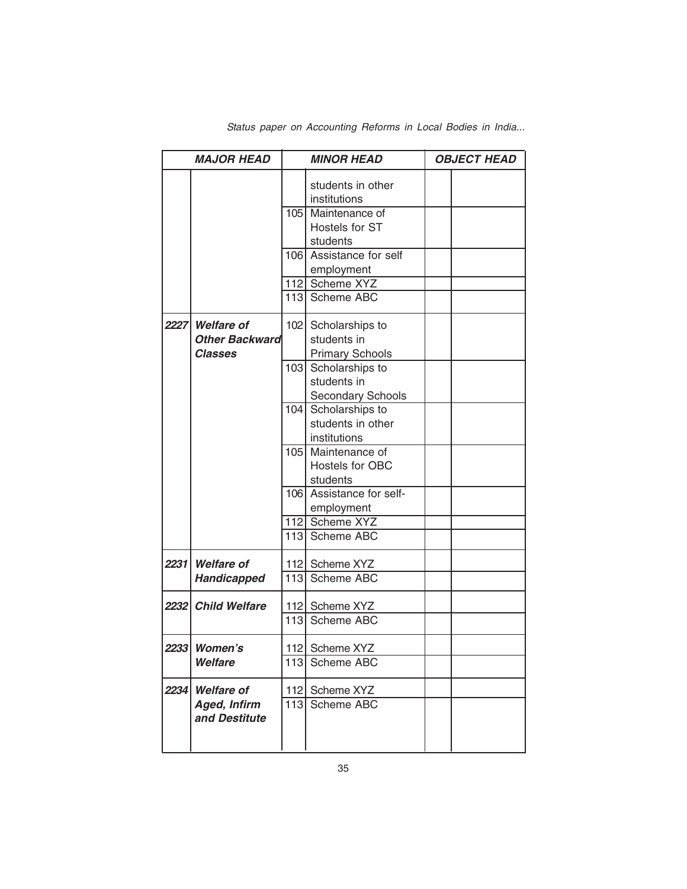| MAJOR HEAD | | MINOR HEAD | | OBJECT HEAD | |
|---|---|---|---|---|---|
| | | | students in other institutions | | |
| | | 105 | Maintenance of Hostels for ST students | | |
| | | 106 | Assistance for self employment | | |
| | | 112 | Scheme XYZ | | |
| | | 113 | Scheme ABC | | |
| ***2227*** | ***Welfare of Other Backward Classes*** | 102 | Scholarships to students in Primary Schools | | |
| | | 103 | Scholarships to students in Secondary Schools | | |
| | | 104 | Scholarships to students in other institutions | | |
| | | 105 | Maintenance of Hostels for OBC students | | |
| | | 106 | Assistance for self-employment | | |
| | | 112 | Scheme XYZ | | |
| | | 113 | Scheme ABC | | |
| ***2231*** | ***Welfare of Handicapped*** | 112 | Scheme XYZ | | |
| | | 113 | Scheme ABC | | |
| ***2232*** | ***Child Welfare*** | 112 | Scheme XYZ | | |
| | | 113 | Scheme ABC | | |
| ***2233*** | ***Women's Welfare*** | 112 | Scheme XYZ | | |
| | | 113 | Scheme ABC | | |
| ***2234*** | ***Welfare of Aged, Infirm and Destitute*** | 112 | Scheme XYZ | | |
| | | 113 | Scheme ABC | | |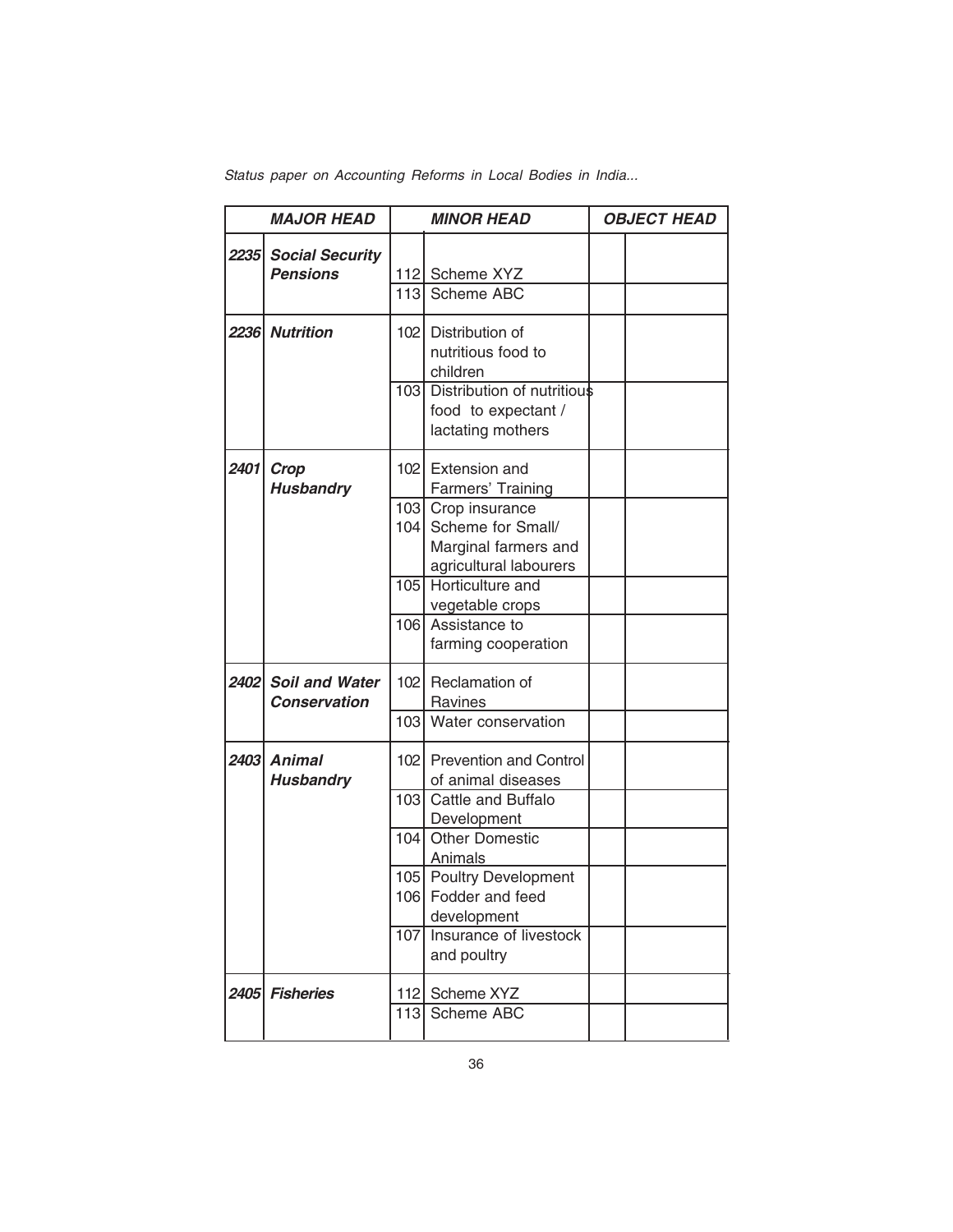| MAJOR HEAD | | MINOR HEAD | | OBJECT HEAD | |
|---|---|---|---|---|---|
| ***2235*** | ***Social Security Pensions*** | 112 | Scheme XYZ | | |
| | | 113 | Scheme ABC | | |
| ***2236*** | ***Nutrition*** | 102 | Distribution of nutritious food to children | | |
| | | 103 | Distribution of nutritious food to expectant / lactating mothers | | |
| ***2401*** | ***Crop Husbandry*** | 102 | Extension and Farmers' Training | | |
| | | 103 | Crop insurance | | |
| | | 104 | Scheme for Small/ Marginal farmers and agricultural labourers | | |
| | | 105 | Horticulture and vegetable crops | | |
| | | 106 | Assistance to farming cooperation | | |
| ***2402*** | ***Soil and Water Conservation*** | 102 | Reclamation of Ravines | | |
| | | 103 | Water conservation | | |
| ***2403*** | ***Animal Husbandry*** | 102 | Prevention and Control of animal diseases | | |
| | | 103 | Cattle and Buffalo Development | | |
| | | 104 | Other Domestic Animals | | |
| | | 105 | Poultry Development | | |
| | | 106 | Fodder and feed development | | |
| | | 107 | Insurance of livestock and poultry | | |
| ***2405*** | ***Fisheries*** | 112 | Scheme XYZ | | |
| | | 113 | Scheme ABC | | |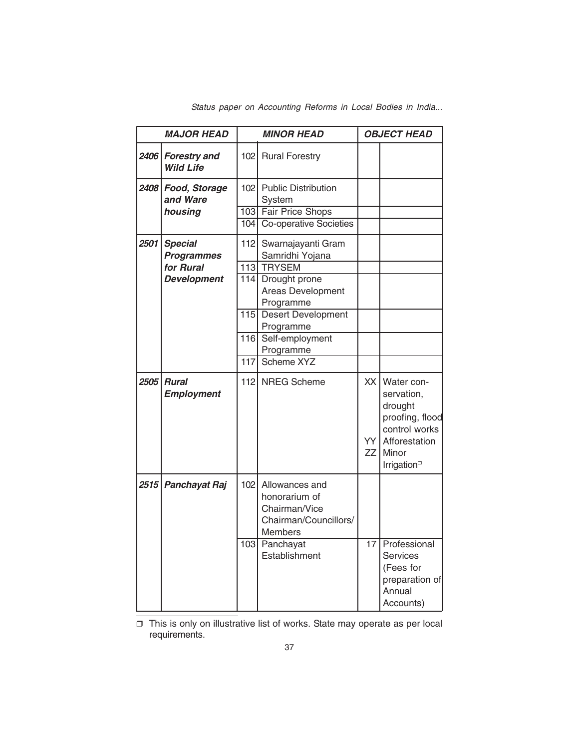| MAJOR HEAD | | MINOR HEAD | | OBJECT HEAD | |
|---|---|---|---|---|---|
| ***2406*** | ***Forestry and Wild Life*** | 102 | Rural Forestry | | |
| ***2408*** | ***Food, Storage and Ware housing*** | 102 | Public Distribution System | | |
| | | 103 | Fair Price Shops | | |
| | | 104 | Co-operative Societies | | |
| ***2501*** | ***Special Programmes for Rural Development*** | 112 | Swarnajayanti Gram Samridhi Yojana | | |
| | | 113 | TRYSEM | | |
| | | 114 | Drought prone Areas Development Programme | | |
| | | 115 | Desert Development Programme | | |
| | | 116 | Self-employment Programme | | |
| | | 117 | Scheme XYZ | | |
| ***2505*** | ***Rural Employment*** | 112 | NREG Scheme | XX | Water conservation, drought proofing, flood control works |
| | | | | YY | Afforestation |
| | | | | ZZ | Minor Irrigation❐ |
| ***2515*** | ***Panchayat Raj*** | 102 | Allowances and honorarium of Chairman/Vice Chairman/Councillors/ Members | | |
| | | 103 | Panchayat Establishment | 17 | Professional Services (Fees for preparation of Annual Accounts) |

❐ This is only on illustrative list of works. State may operate as per local requirements.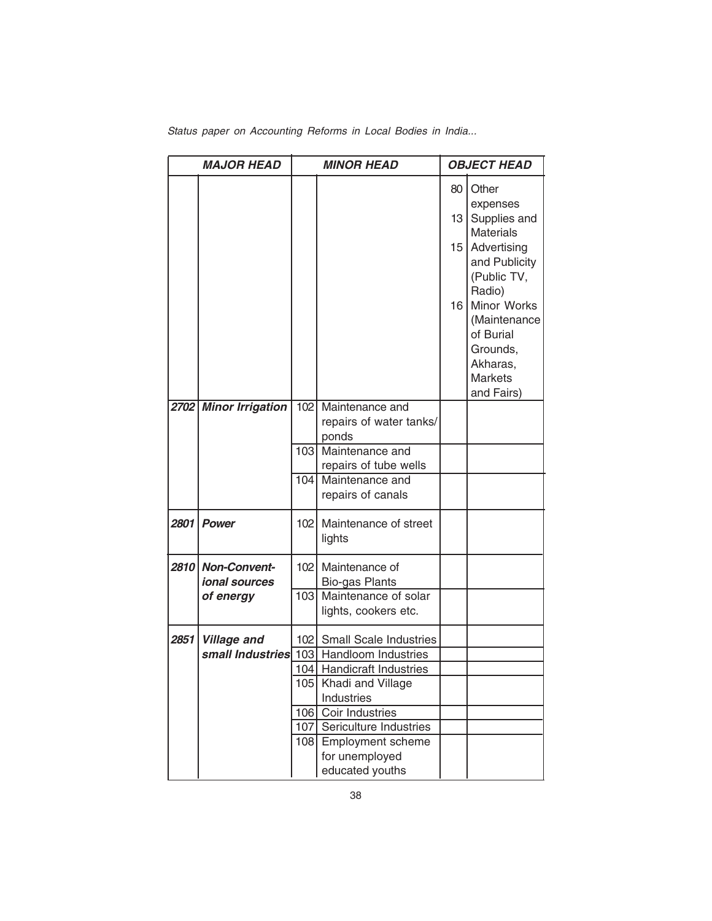| MAJOR HEAD | | MINOR HEAD | | OBJECT HEAD | |
|---|---|---|---|---|---|
| | | | | 80 | Other expenses |
| | | | | 13 | Supplies and Materials |
| | | | | 15 | Advertising and Publicity (Public TV, Radio) |
| | | | | 16 | Minor Works (Maintenance of Burial Grounds, Akharas, Markets and Fairs) |
| **2702** | ***Minor Irrigation*** | 102 | Maintenance and repairs of water tanks/ ponds | | |
| | | 103 | Maintenance and repairs of tube wells | | |
| | | 104 | Maintenance and repairs of canals | | |
| **2801** | ***Power*** | 102 | Maintenance of street lights | | |
| **2810** | ***Non-Conventional sources of energy*** | 102 | Maintenance of Bio-gas Plants | | |
| | | 103 | Maintenance of solar lights, cookers etc. | | |
| **2851** | ***Village and small Industries*** | 102 | Small Scale Industries | | |
| | | 103 | Handloom Industries | | |
| | | 104 | Handicraft Industries | | |
| | | 105 | Khadi and Village Industries | | |
| | | 106 | Coir Industries | | |
| | | 107 | Sericulture Industries | | |
| | | 108 | Employment scheme for unemployed educated youths | | |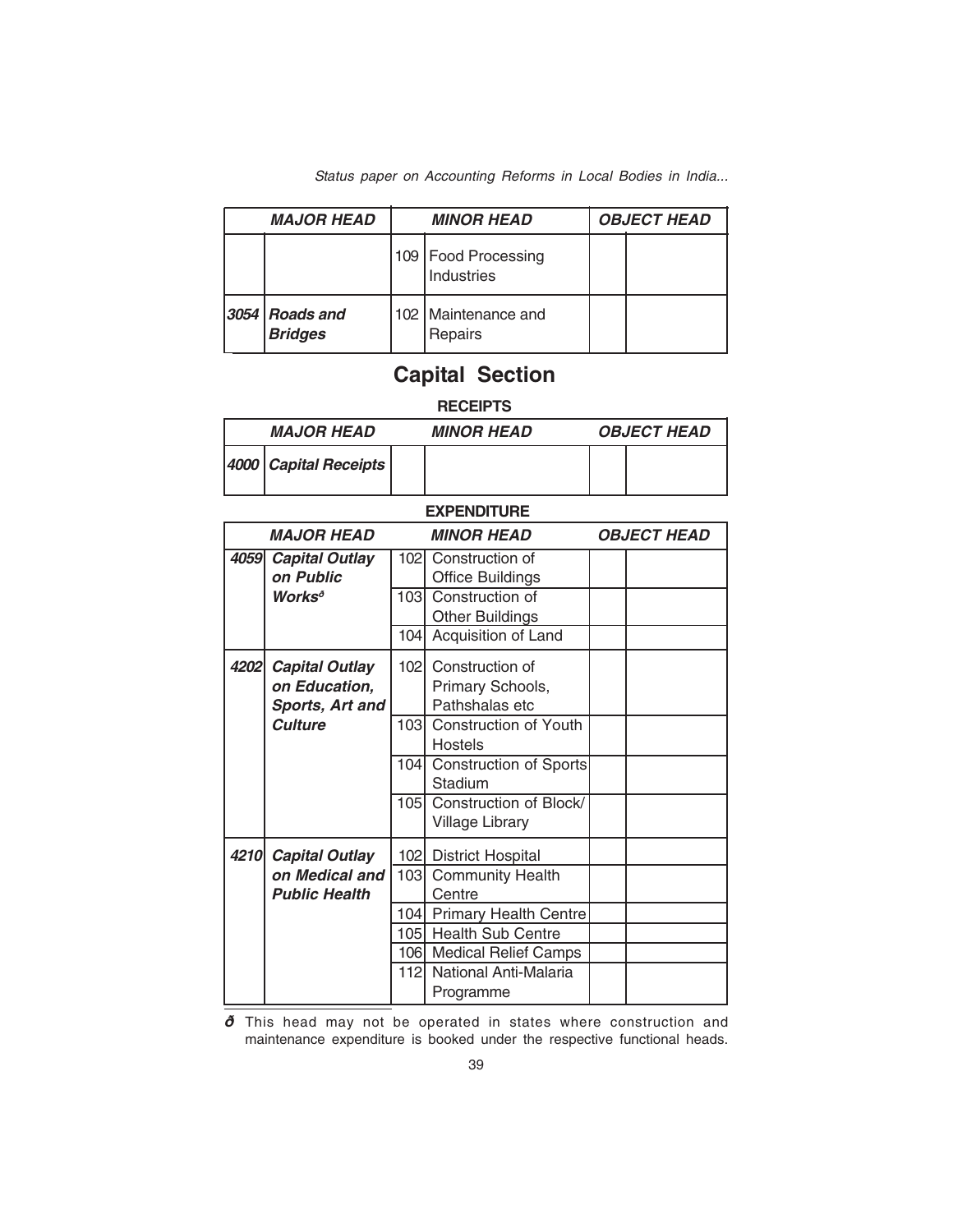| MAJOR HEAD | | MINOR HEAD | | OBJECT HEAD | |
|---|---|---|---|---|---|
| | | 109 | Food Processing Industries | | |
| ***3054*** | ***Roads and Bridges*** | 102 | Maintenance and Repairs | | |

## Capital Section

**RECEIPTS**

| MAJOR HEAD | | MINOR HEAD | | OBJECT HEAD | |
|---|---|---|---|---|---|
| ***4000*** | ***Capital Receipts*** | | | | |

**EXPENDITURE**

| MAJOR HEAD | | MINOR HEAD | | OBJECT HEAD | |
|---|---|---|---|---|---|
| ***4059*** | ***Capital Outlay on Public Works***[ð] | 102 | Construction of Office Buildings | | |
| | | 103 | Construction of Other Buildings | | |
| | | 104 | Acquisition of Land | | |
| ***4202*** | ***Capital Outlay on Education, Sports, Art and Culture*** | 102 | Construction of Primary Schools, Pathshalas etc | | |
| | | 103 | Construction of Youth Hostels | | |
| | | 104 | Construction of Sports Stadium | | |
| | | 105 | Construction of Block/ Village Library | | |
| ***4210*** | ***Capital Outlay on Medical and Public Health*** | 102 | District Hospital | | |
| | | 103 | Community Health Centre | | |
| | | 104 | Primary Health Centre | | |
| | | 105 | Health Sub Centre | | |
| | | 106 | Medical Relief Camps | | |
| | | 112 | National Anti-Malaria Programme | | |

ð This head may not be operated in states where construction and maintenance expenditure is booked under the respective functional heads.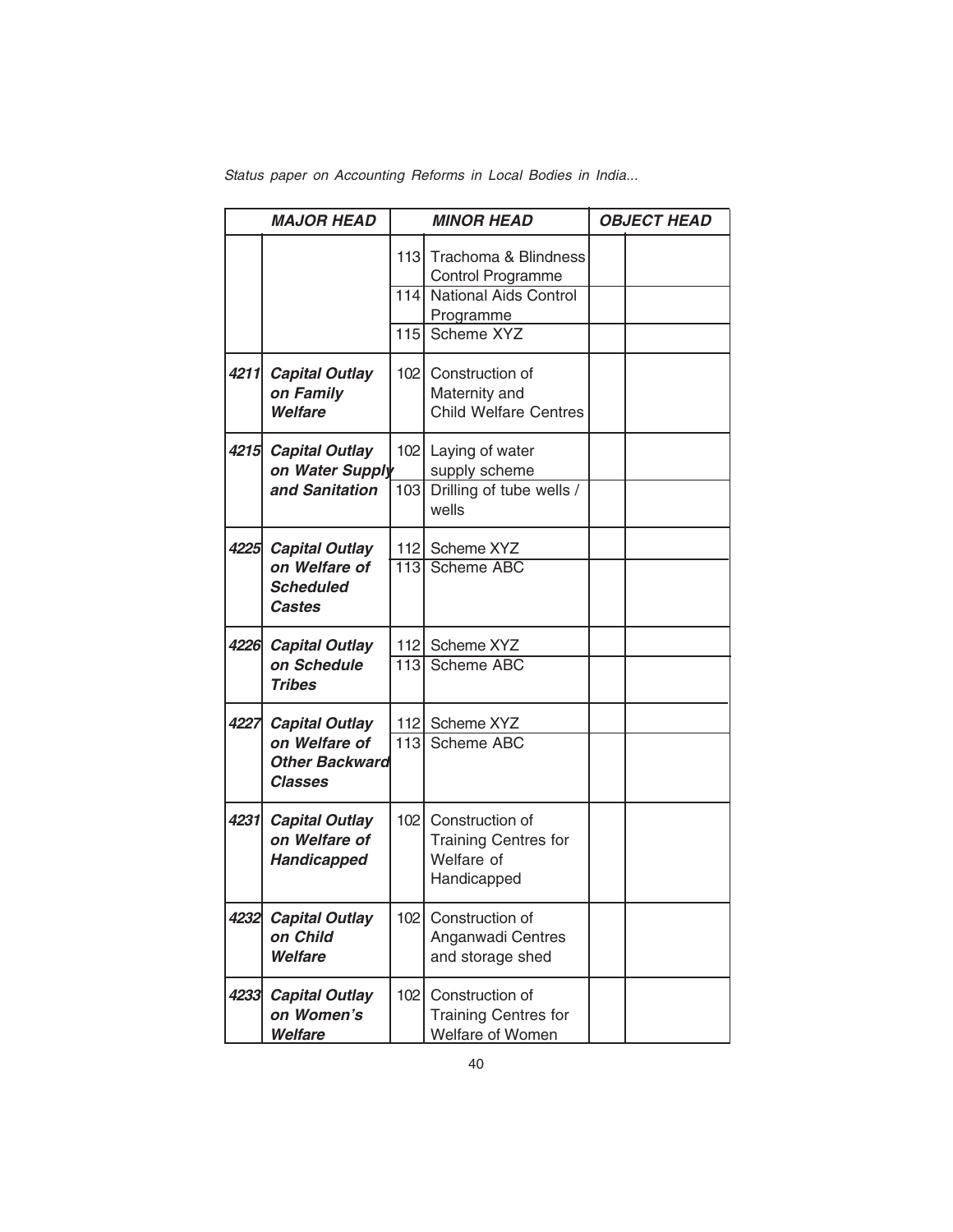| MAJOR HEAD | | MINOR HEAD | | OBJECT HEAD | |
|---|---|---|---|---|---|
| | | 113 | Trachoma & Blindness Control Programme | | |
| | | 114 | National Aids Control Programme | | |
| | | 115 | Scheme XYZ | | |
| ***4211*** | ***Capital Outlay on Family Welfare*** | 102 | Construction of Maternity and Child Welfare Centres | | |
| ***4215*** | ***Capital Outlay on Water Supply and Sanitation*** | 102 | Laying of water supply scheme | | |
| | | 103 | Drilling of tube wells / wells | | |
| ***4225*** | ***Capital Outlay on Welfare of Scheduled Castes*** | 112 | Scheme XYZ | | |
| | | 113 | Scheme ABC | | |
| ***4226*** | ***Capital Outlay on Schedule Tribes*** | 112 | Scheme XYZ | | |
| | | 113 | Scheme ABC | | |
| ***4227*** | ***Capital Outlay on Welfare of Other Backward Classes*** | 112 | Scheme XYZ | | |
| | | 113 | Scheme ABC | | |
| ***4231*** | ***Capital Outlay on Welfare of Handicapped*** | 102 | Construction of Training Centres for Welfare of Handicapped | | |
| ***4232*** | ***Capital Outlay on Child Welfare*** | 102 | Construction of Anganwadi Centres and storage shed | | |
| ***4233*** | ***Capital Outlay on Women's Welfare*** | 102 | Construction of Training Centres for Welfare of Women | | |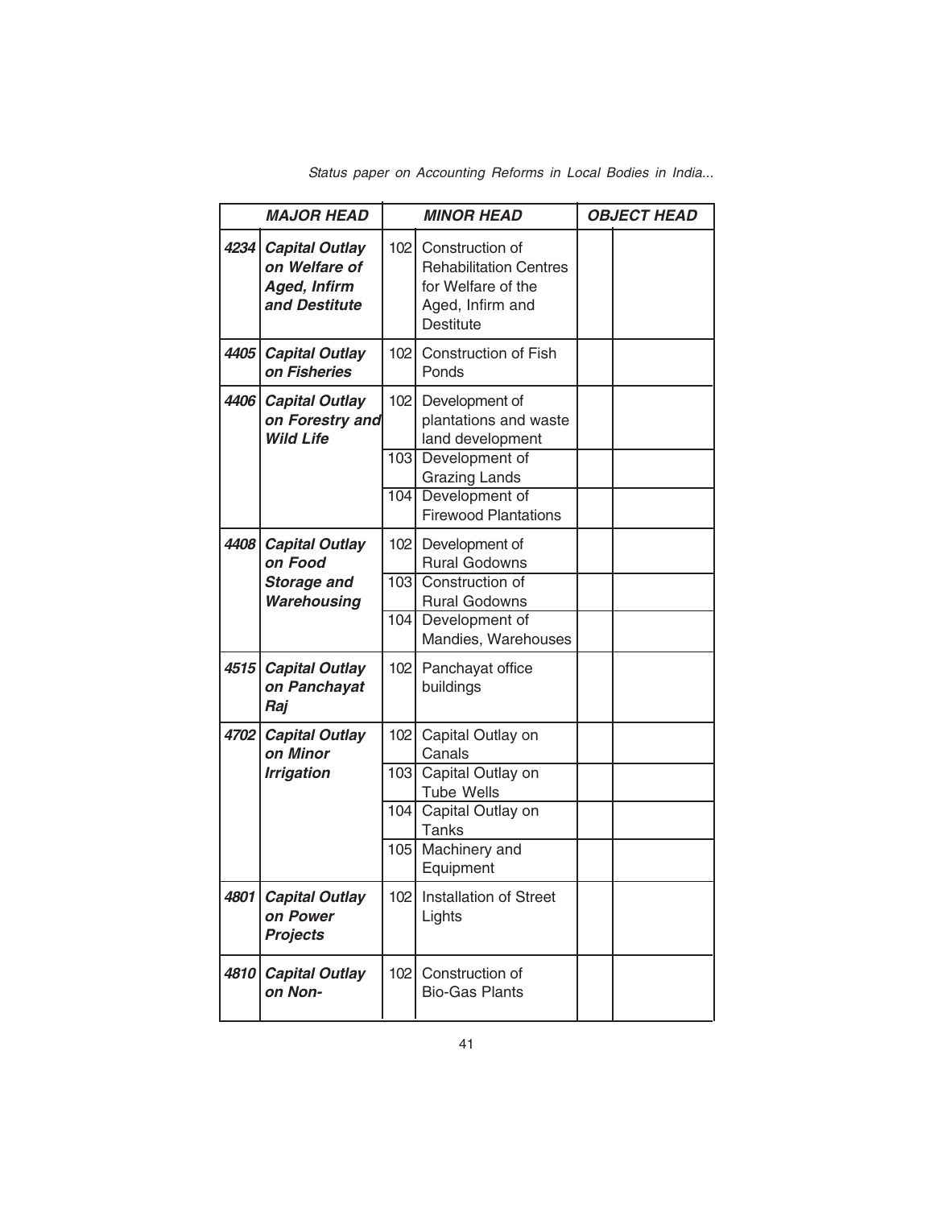| MAJOR HEAD | | MINOR HEAD | | OBJECT HEAD | |
|---|---|---|---|---|---|
| **4234** | ***Capital Outlay on Welfare of Aged, Infirm and Destitute*** | 102 | Construction of Rehabilitation Centres for Welfare of the Aged, Infirm and Destitute | | |
| **4405** | ***Capital Outlay on Fisheries*** | 102 | Construction of Fish Ponds | | |
| **4406** | ***Capital Outlay on Forestry and Wild Life*** | 102 | Development of plantations and waste land development | | |
| | | 103 | Development of Grazing Lands | | |
| | | 104 | Development of Firewood Plantations | | |
| **4408** | ***Capital Outlay on Food Storage and Warehousing*** | 102 | Development of Rural Godowns | | |
| | | 103 | Construction of Rural Godowns | | |
| | | 104 | Development of Mandies, Warehouses | | |
| **4515** | ***Capital Outlay on Panchayat Raj*** | 102 | Panchayat office buildings | | |
| **4702** | ***Capital Outlay on Minor Irrigation*** | 102 | Capital Outlay on Canals | | |
| | | 103 | Capital Outlay on Tube Wells | | |
| | | 104 | Capital Outlay on Tanks | | |
| | | 105 | Machinery and Equipment | | |
| **4801** | ***Capital Outlay on Power Projects*** | 102 | Installation of Street Lights | | |
| **4810** | ***Capital Outlay on Non-*** | 102 | Construction of Bio-Gas Plants | | |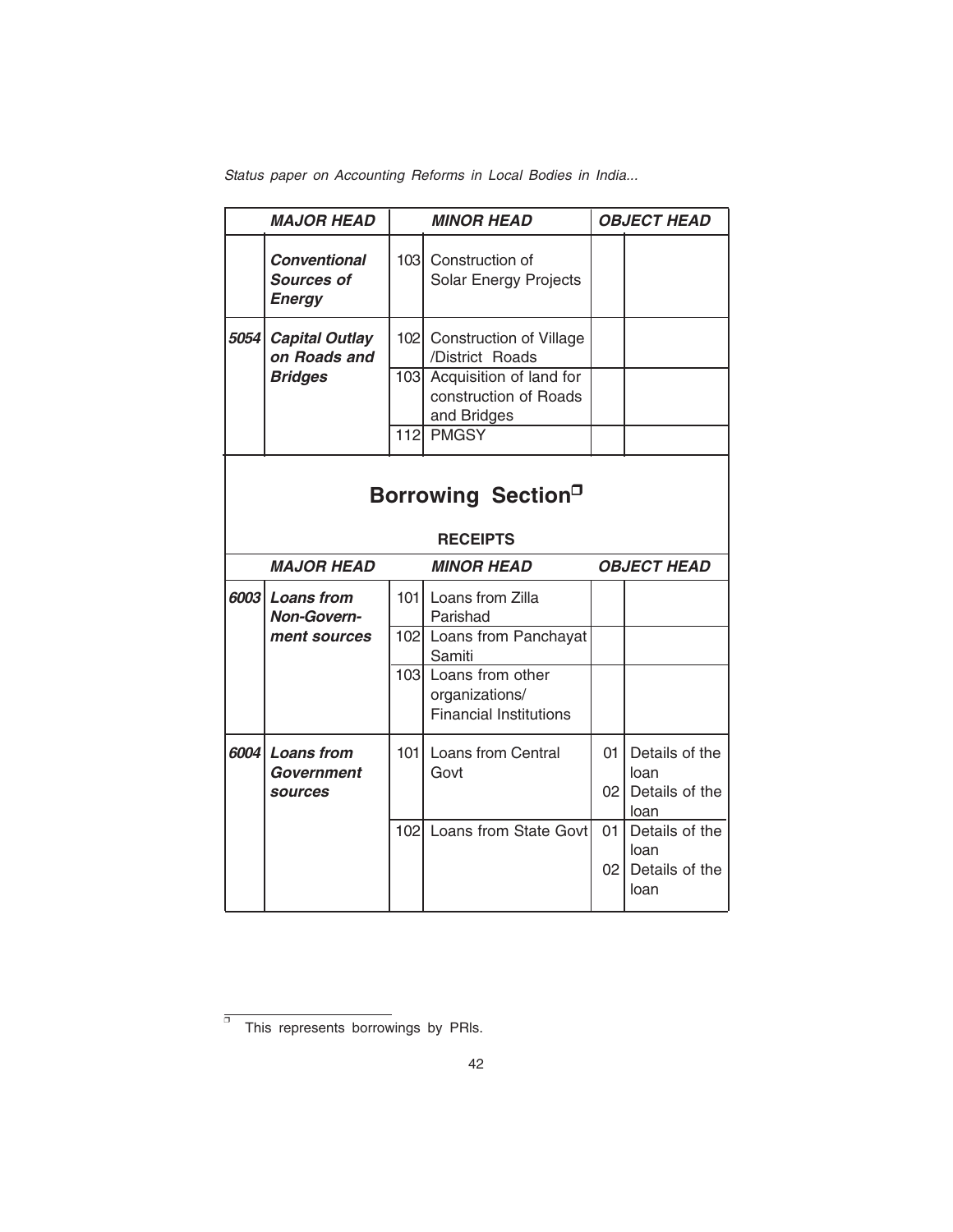| | MAJOR HEAD | | MINOR HEAD | OBJECT HEAD | |
|---|---|---|---|---|---|
| | ***Conventional Sources of Energy*** | 103 | Construction of Solar Energy Projects | | |
| ***5054*** | ***Capital Outlay on Roads and Bridges*** | 102 | Construction of Village /District Roads | | |
| | | 103 | Acquisition of land for construction of Roads and Bridges | | |
| | | 112 | PMGSY | | |

## Borrowing Section[❐]

**RECEIPTS**

| | MAJOR HEAD | | MINOR HEAD | OBJECT HEAD | |
|---|---|---|---|---|---|
| ***6003*** | ***Loans from Non-Government sources*** | 101 | Loans from Zilla Parishad | | |
| | | 102 | Loans from Panchayat Samiti | | |
| | | 103 | Loans from other organizations/ Financial Institutions | | |
| ***6004*** | ***Loans from Government sources*** | 101 | Loans from Central Govt | 01 | Details of the loan |
| | | | | 02 | Details of the loan |
| | | 102 | Loans from State Govt | 01 | Details of the loan |
| | | | | 02 | Details of the loan |

❐ This represents borrowings by PRIs.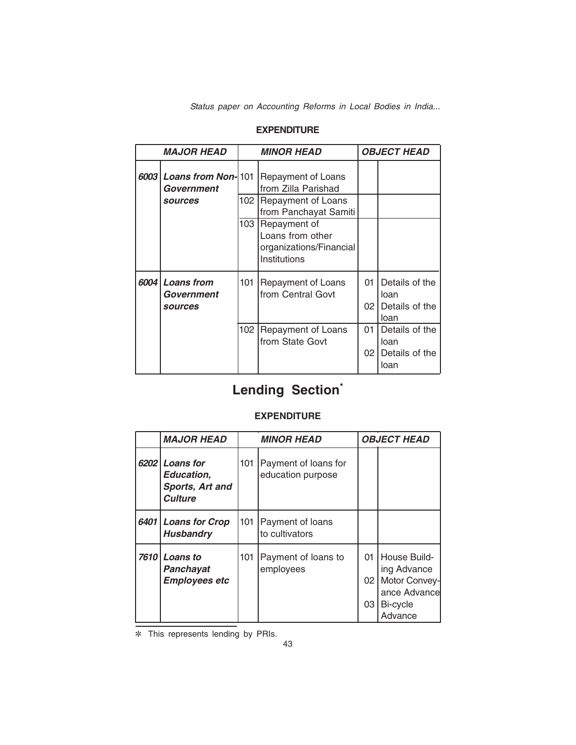**EXPENDITURE**

| MAJOR HEAD | | MINOR HEAD | | OBJECT HEAD | |
|---|---|---|---|---|---|
| *6003* | ***Loans from Non-Government sources*** | 101 | Repayment of Loans from Zilla Parishad | | |
| | | 102 | Repayment of Loans from Panchayat Samiti | | |
| | | 103 | Repayment of Loans from other organizations/Financial Institutions | | |
| *6004* | ***Loans from Government sources*** | 101 | Repayment of Loans from Central Govt | 01 | Details of the loan |
| | | | | 02 | Details of the loan |
| | | 102 | Repayment of Loans from State Govt | 01 | Details of the loan |
| | | | | 02 | Details of the loan |

# Lending Section*

**EXPENDITURE**

| | MAJOR HEAD | | MINOR HEAD | | OBJECT HEAD |
|---|---|---|---|---|---|
| *6202* | ***Loans for Education, Sports, Art and Culture*** | 101 | Payment of loans for education purpose | | |
| *6401* | ***Loans for Crop Husbandry*** | 101 | Payment of loans to cultivators | | |
| *7610* | ***Loans to Panchayat Employees etc*** | 101 | Payment of loans to employees | 01 | House Building Advance |
| | | | | 02 | Motor Conveyance Advance |
| | | | | 03 | Bi-cycle Advance |

\* This represents lending by PRIs.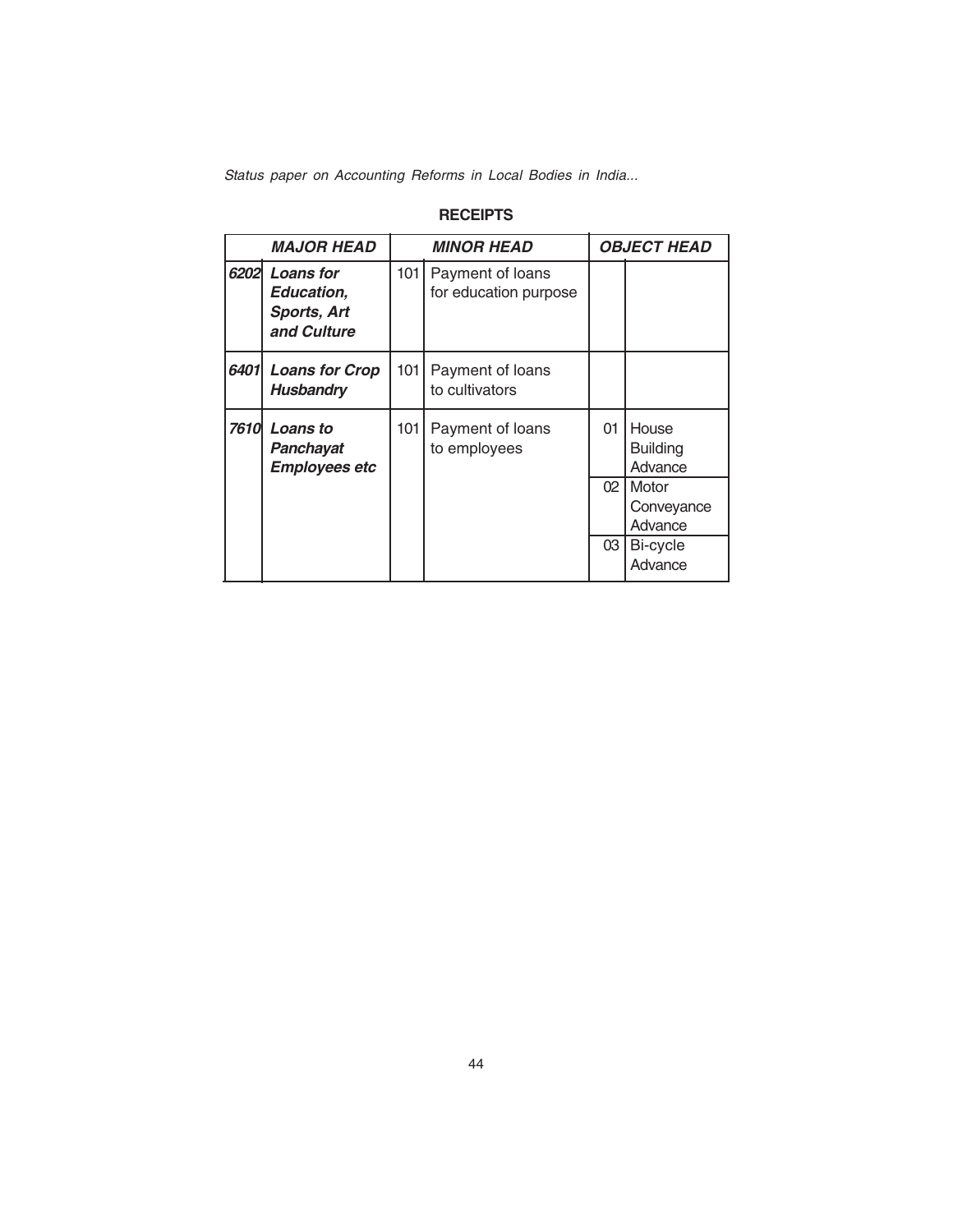**RECEIPTS**

| *MAJOR HEAD* | | *MINOR HEAD* | | *OBJECT HEAD* | |
|---|---|---|---|---|---|
| ***6202*** | ***Loans for Education, Sports, Art and Culture*** | 101 | Payment of loans for education purpose | | |
| ***6401*** | ***Loans for Crop Husbandry*** | 101 | Payment of loans to cultivators | | |
| ***7610*** | ***Loans to Panchayat Employees etc*** | 101 | Payment of loans to employees | 01 | House Building Advance |
| | | | | 02 | Motor Conveyance Advance |
| | | | | 03 | Bi-cycle Advance |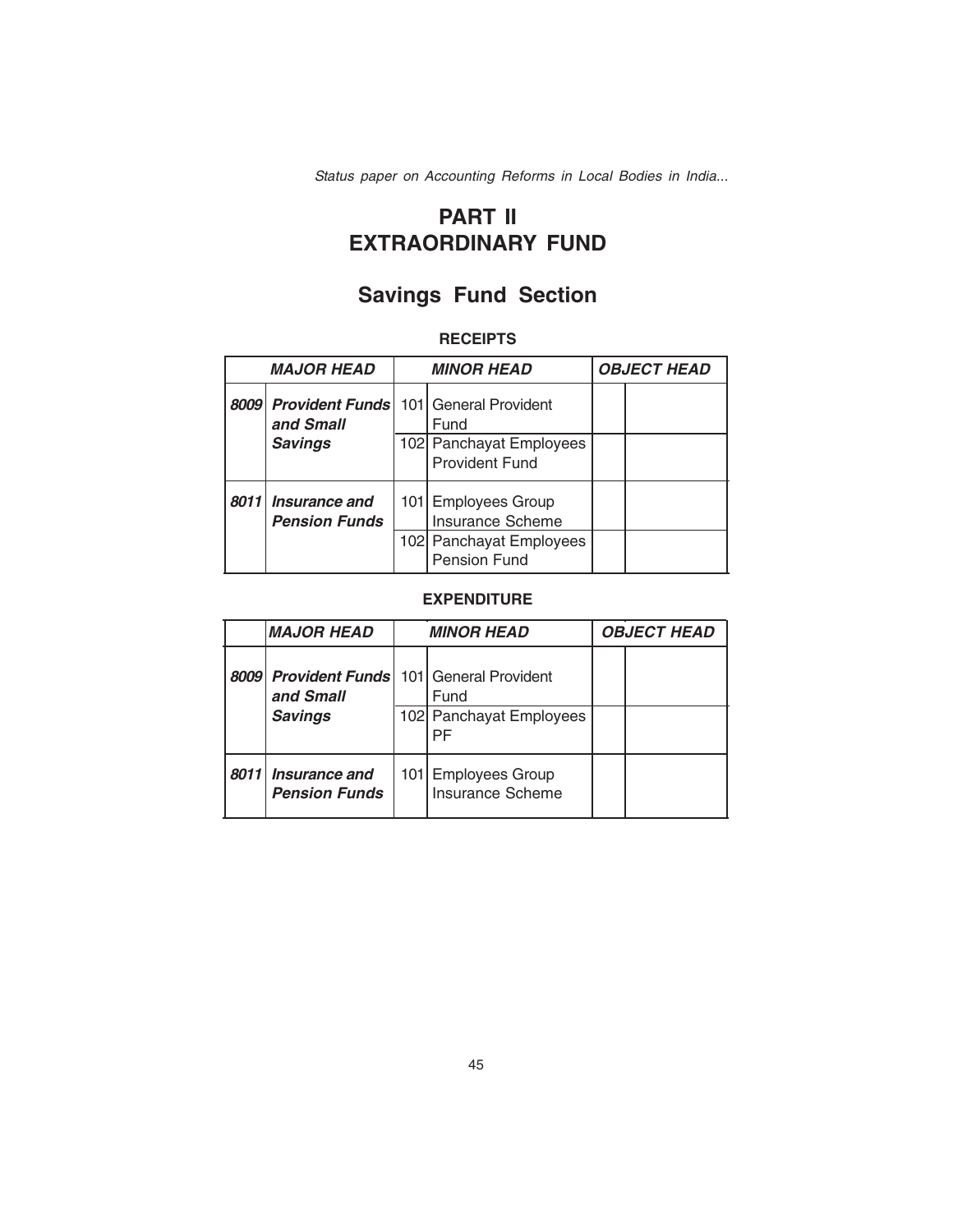# PART II
# EXTRAORDINARY FUND

## Savings Fund Section

### RECEIPTS

| MAJOR HEAD | | MINOR HEAD | | OBJECT HEAD | |
|---|---|---|---|---|---|
| ***8009*** | ***Provident Funds and Small Savings*** | 101 | General Provident Fund | | |
| | | 102 | Panchayat Employees Provident Fund | | |
| ***8011*** | ***Insurance and Pension Funds*** | 101 | Employees Group Insurance Scheme | | |
| | | 102 | Panchayat Employees Pension Fund | | |

### EXPENDITURE

| MAJOR HEAD | | MINOR HEAD | | OBJECT HEAD | |
|---|---|---|---|---|---|
| ***8009*** | ***Provident Funds and Small Savings*** | 101 | General Provident Fund | | |
| | | 102 | Panchayat Employees PF | | |
| ***8011*** | ***Insurance and Pension Funds*** | 101 | Employees Group Insurance Scheme | | |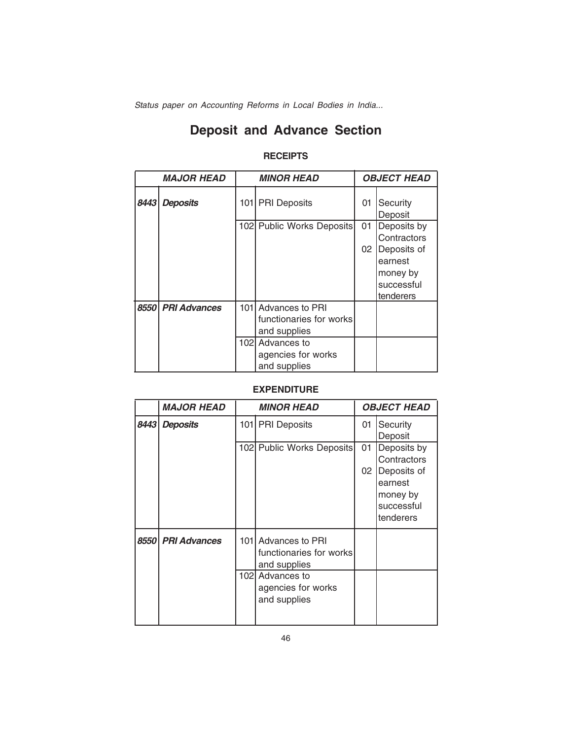# Deposit and Advance Section

## RECEIPTS

| | ***MAJOR HEAD*** | | ***MINOR HEAD*** | | ***OBJECT HEAD*** |
|---|---|---|---|---|---|
| ***8443*** | ***Deposits*** | 101 | PRI Deposits | 01 | Security Deposit |
| | | 102 | Public Works Deposits | 01 | Deposits by Contractors |
| | | | | 02 | Deposits of earnest money by successful tenderers |
| ***8550*** | ***PRI Advances*** | 101 | Advances to PRI functionaries for works and supplies | | |
| | | 102 | Advances to agencies for works and supplies | | |

## EXPENDITURE

| | ***MAJOR HEAD*** | | ***MINOR HEAD*** | | ***OBJECT HEAD*** |
|---|---|---|---|---|---|
| ***8443*** | ***Deposits*** | 101 | PRI Deposits | 01 | Security Deposit |
| | | 102 | Public Works Deposits | 01 | Deposits by Contractors |
| | | | | 02 | Deposits of earnest money by successful tenderers |
| ***8550*** | ***PRI Advances*** | 101 | Advances to PRI functionaries for works and supplies | | |
| | | 102 | Advances to agencies for works and supplies | | |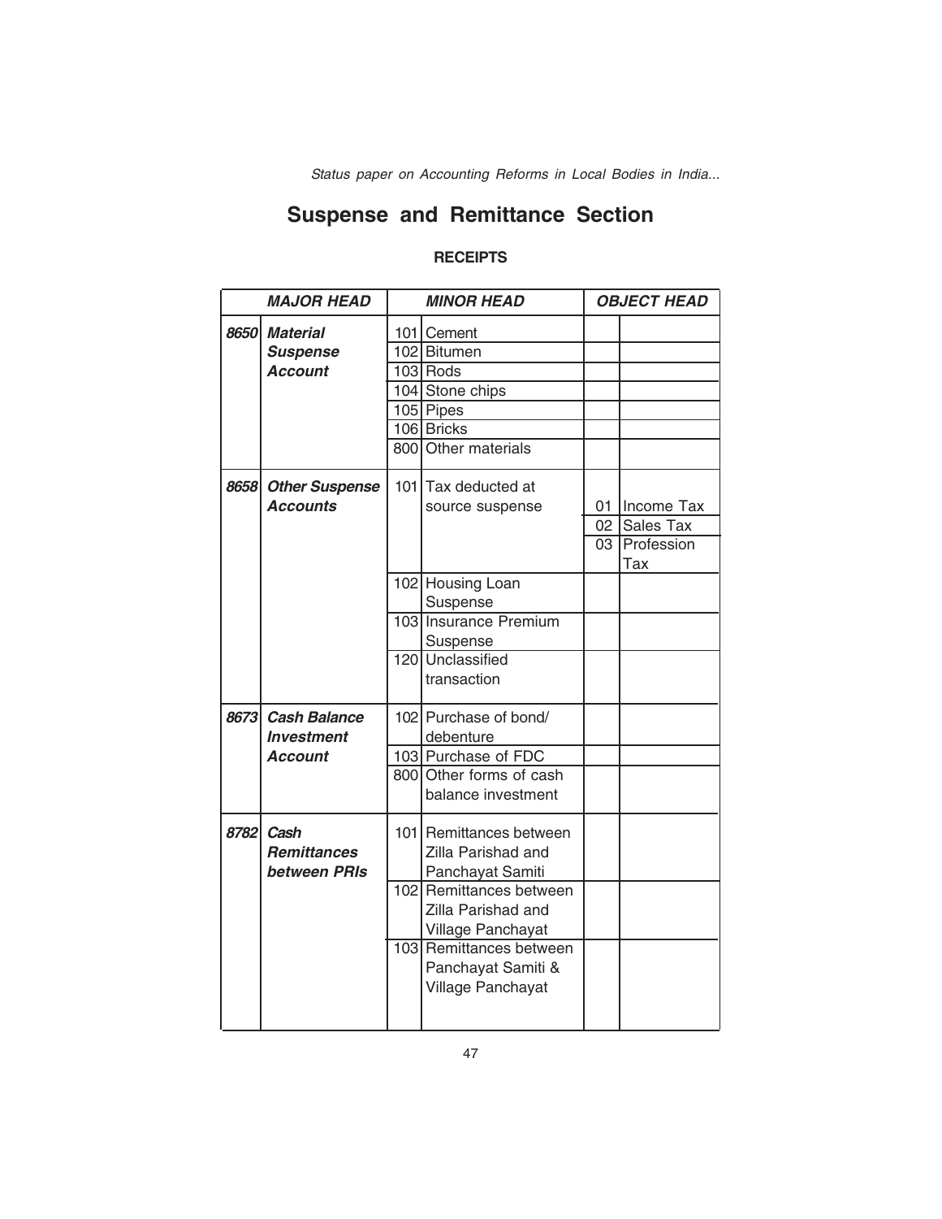# Suspense and Remittance Section

## RECEIPTS

| MAJOR HEAD | | MINOR HEAD | | OBJECT HEAD | |
|---|---|---|---|---|---|
| 8650 | ***Material Suspense Account*** | 101 | Cement | | |
| | | 102 | Bitumen | | |
| | | 103 | Rods | | |
| | | 104 | Stone chips | | |
| | | 105 | Pipes | | |
| | | 106 | Bricks | | |
| | | 800 | Other materials | | |
| 8658 | ***Other Suspense Accounts*** | 101 | Tax deducted at source suspense | 01 | Income Tax |
| | | | | 02 | Sales Tax |
| | | | | 03 | Profession Tax |
| | | 102 | Housing Loan Suspense | | |
| | | 103 | Insurance Premium Suspense | | |
| | | 120 | Unclassified transaction | | |
| 8673 | ***Cash Balance Investment Account*** | 102 | Purchase of bond/ debenture | | |
| | | 103 | Purchase of FDC | | |
| | | 800 | Other forms of cash balance investment | | |
| 8782 | ***Cash Remittances between PRIs*** | 101 | Remittances between Zilla Parishad and Panchayat Samiti | | |
| | | 102 | Remittances between Zilla Parishad and Village Panchayat | | |
| | | 103 | Remittances between Panchayat Samiti & Village Panchayat | | |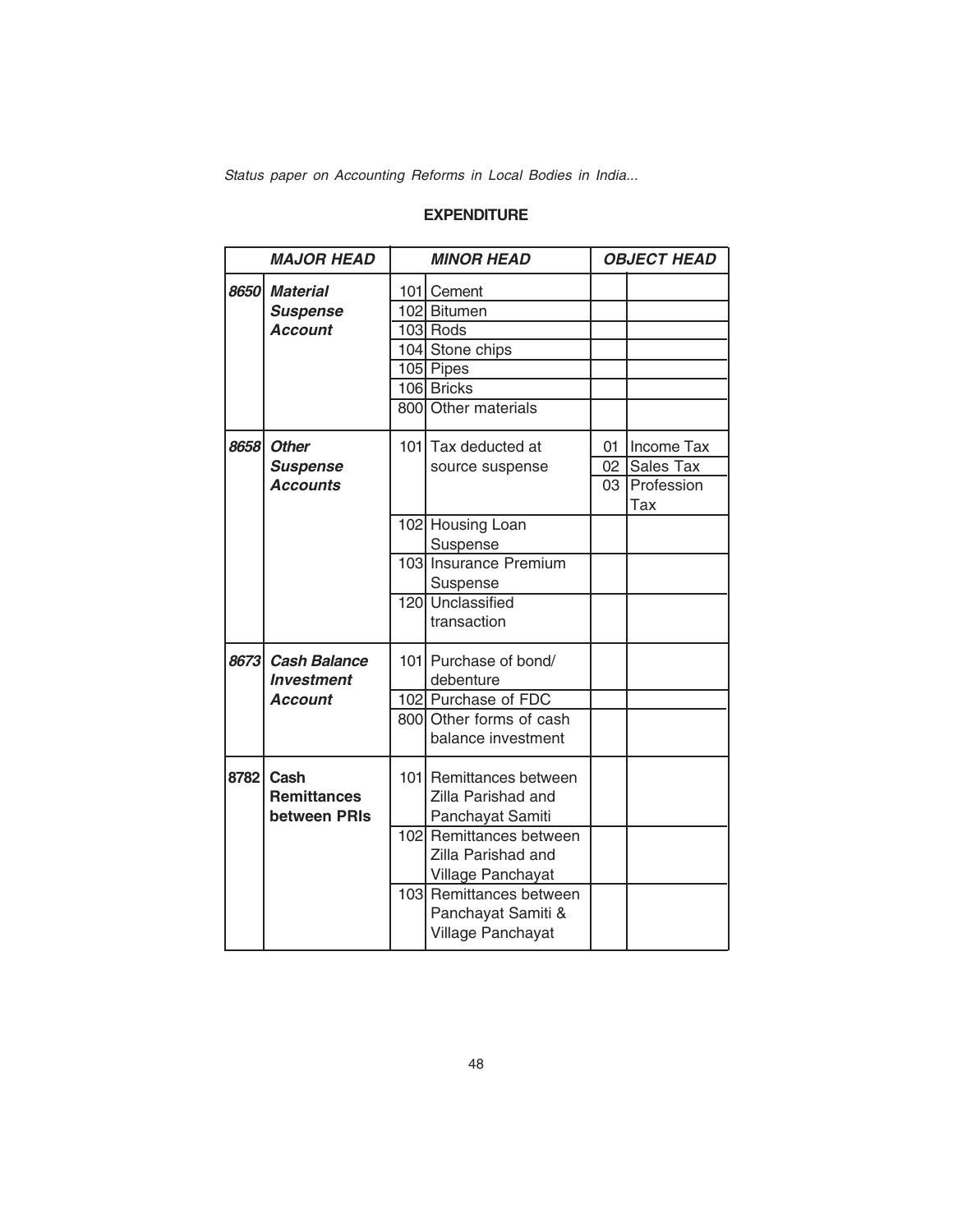## EXPENDITURE

| MAJOR HEAD | | MINOR HEAD | | OBJECT HEAD | |
|---|---|---|---|---|---|
| *8650* | ***Material Suspense Account*** | 101 | Cement | | |
| | | 102 | Bitumen | | |
| | | 103 | Rods | | |
| | | 104 | Stone chips | | |
| | | 105 | Pipes | | |
| | | 106 | Bricks | | |
| | | 800 | Other materials | | |
| *8658* | ***Other Suspense Accounts*** | 101 | Tax deducted at source suspense | 01 | Income Tax |
| | | | | 02 | Sales Tax |
| | | | | 03 | Profession Tax |
| | | 102 | Housing Loan Suspense | | |
| | | 103 | Insurance Premium Suspense | | |
| | | 120 | Unclassified transaction | | |
| *8673* | ***Cash Balance Investment Account*** | 101 | Purchase of bond/ debenture | | |
| | | 102 | Purchase of FDC | | |
| | | 800 | Other forms of cash balance investment | | |
| **8782** | **Cash Remittances between PRIs** | 101 | Remittances between Zilla Parishad and Panchayat Samiti | | |
| | | 102 | Remittances between Zilla Parishad and Village Panchayat | | |
| | | 103 | Remittances between Panchayat Samiti & Village Panchayat | | |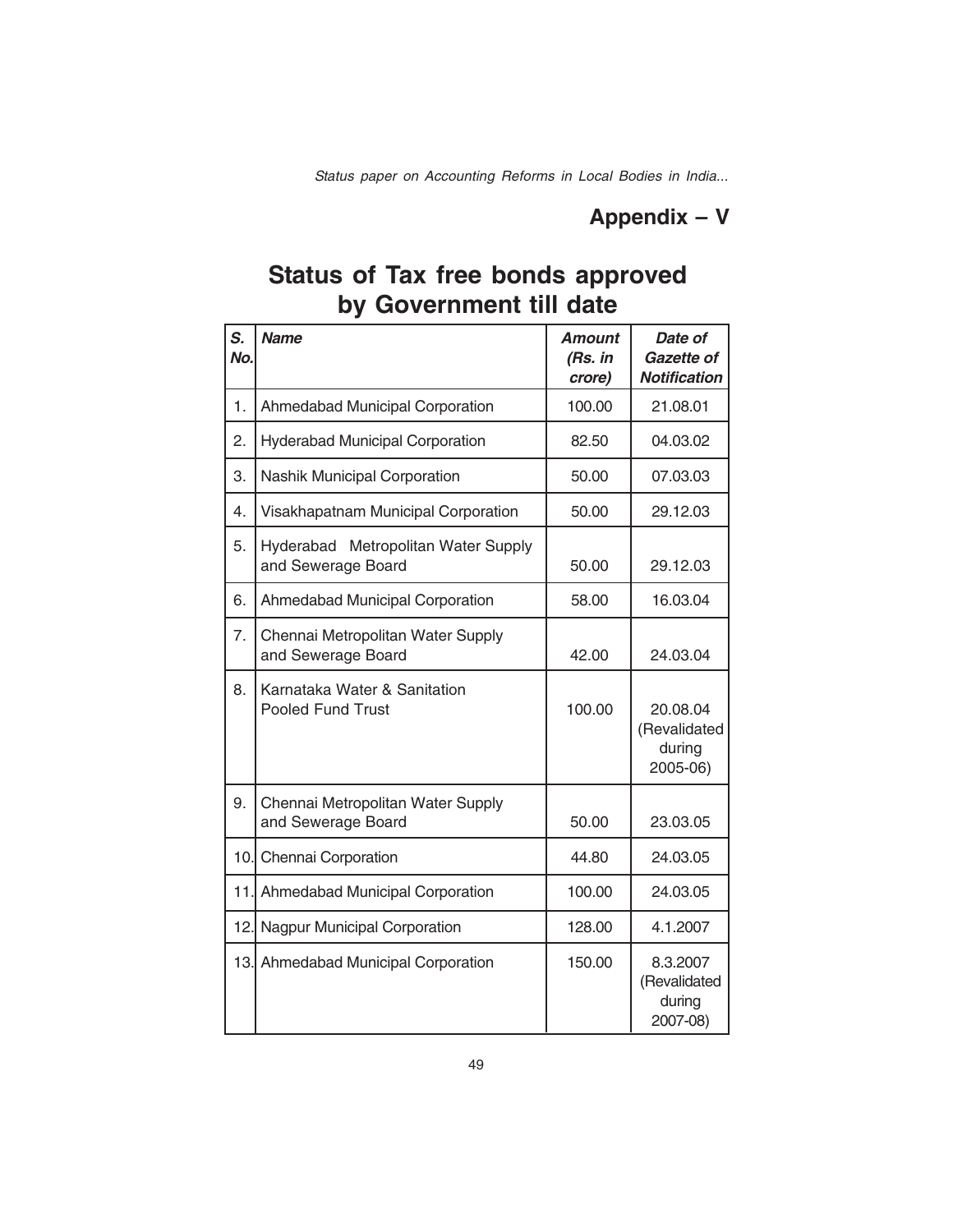## Appendix – V

# Status of Tax free bonds approved by Government till date

| *S. No.* | *Name* | *Amount (Rs. in crore)* | *Date of Gazette of Notification* |
|---|---|---|---|
| 1. | Ahmedabad Municipal Corporation | 100.00 | 21.08.01 |
| 2. | Hyderabad Municipal Corporation | 82.50 | 04.03.02 |
| 3. | Nashik Municipal Corporation | 50.00 | 07.03.03 |
| 4. | Visakhapatnam Municipal Corporation | 50.00 | 29.12.03 |
| 5. | Hyderabad Metropolitan Water Supply and Sewerage Board | 50.00 | 29.12.03 |
| 6. | Ahmedabad Municipal Corporation | 58.00 | 16.03.04 |
| 7. | Chennai Metropolitan Water Supply and Sewerage Board | 42.00 | 24.03.04 |
| 8. | Karnataka Water & Sanitation Pooled Fund Trust | 100.00 | 20.08.04 (Revalidated during 2005-06) |
| 9. | Chennai Metropolitan Water Supply and Sewerage Board | 50.00 | 23.03.05 |
| 10. | Chennai Corporation | 44.80 | 24.03.05 |
| 11. | Ahmedabad Municipal Corporation | 100.00 | 24.03.05 |
| 12. | Nagpur Municipal Corporation | 128.00 | 4.1.2007 |
| 13. | Ahmedabad Municipal Corporation | 150.00 | 8.3.2007 (Revalidated during 2007-08) |